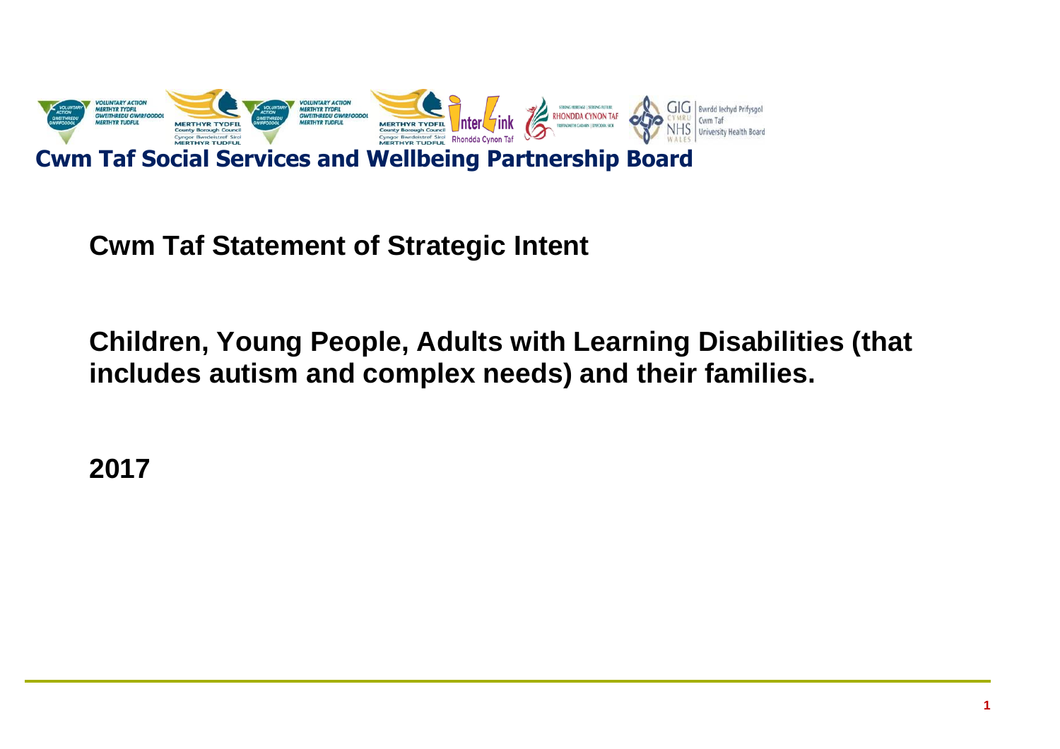**Cwm Taf Social Services and Wellbeing Partnership Board**

# Cwm Taf Statement of Strategic Intent

## Children, Young People, Adults with Learning Disabilities (that includes autism and complex needs) and their families.

**2017**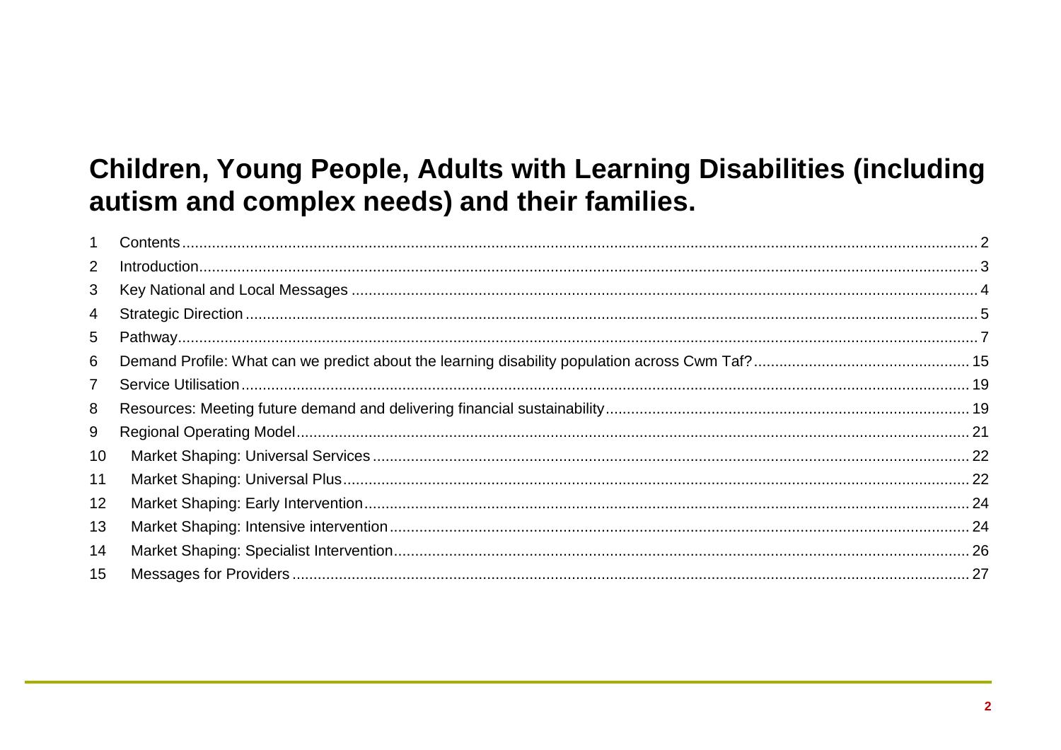# Children, Young People, Adults with Learning Disabilities (including autism and complex needs) and their families.

1 Contents ........ 2
2 Introduction ........ 3
3 Key National and Local Messages ........ 4
4 Strategic Direction ........ 5
5 Pathway ........ 7
6 Demand Profile: What can we predict about the learning disability population across Cwm Taf? ........ 15
7 Service Utilisation ........ 19
8 Resources: Meeting future demand and delivering financial sustainability ........ 19
9 Regional Operating Model ........ 21
10 Market Shaping: Universal Services ........ 22
11 Market Shaping: Universal Plus ........ 22
12 Market Shaping: Early Intervention ........ 24
13 Market Shaping: Intensive intervention ........ 24
14 Market Shaping: Specialist Intervention ........ 26
15 Messages for Providers ........ 27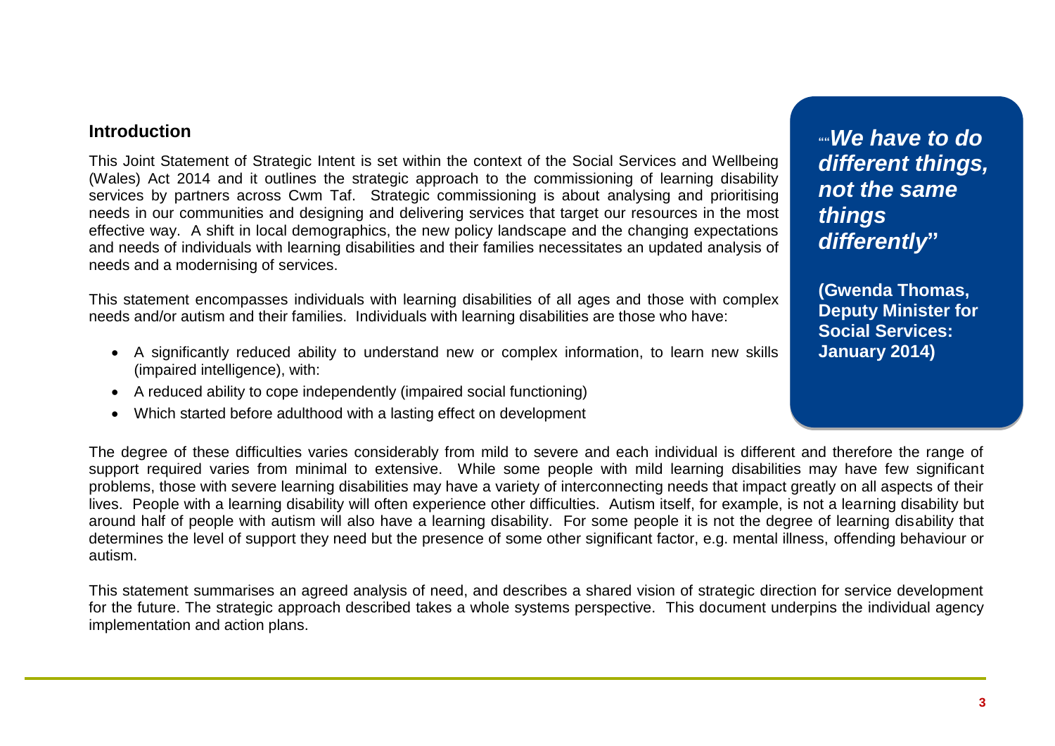## Introduction

This Joint Statement of Strategic Intent is set within the context of the Social Services and Wellbeing (Wales) Act 2014 and it outlines the strategic approach to the commissioning of learning disability services by partners across Cwm Taf. Strategic commissioning is about analysing and prioritising needs in our communities and designing and delivering services that target our resources in the most effective way. A shift in local demographics, the new policy landscape and the changing expectations and needs of individuals with learning disabilities and their families necessitates an updated analysis of needs and a modernising of services.

This statement encompasses individuals with learning disabilities of all ages and those with complex needs and/or autism and their families. Individuals with learning disabilities are those who have:

- A significantly reduced ability to understand new or complex information, to learn new skills (impaired intelligence), with:
- A reduced ability to cope independently (impaired social functioning)
- Which started before adulthood with a lasting effect on development

> ***"We have to do different things, not the same things differently"***
>
> **(Gwenda Thomas, Deputy Minister for Social Services: January 2014)**

The degree of these difficulties varies considerably from mild to severe and each individual is different and therefore the range of support required varies from minimal to extensive. While some people with mild learning disabilities may have few significant problems, those with severe learning disabilities may have a variety of interconnecting needs that impact greatly on all aspects of their lives. People with a learning disability will often experience other difficulties. Autism itself, for example, is not a learning disability but around half of people with autism will also have a learning disability. For some people it is not the degree of learning disability that determines the level of support they need but the presence of some other significant factor, e.g. mental illness, offending behaviour or autism.

This statement summarises an agreed analysis of need, and describes a shared vision of strategic direction for service development for the future. The strategic approach described takes a whole systems perspective. This document underpins the individual agency implementation and action plans.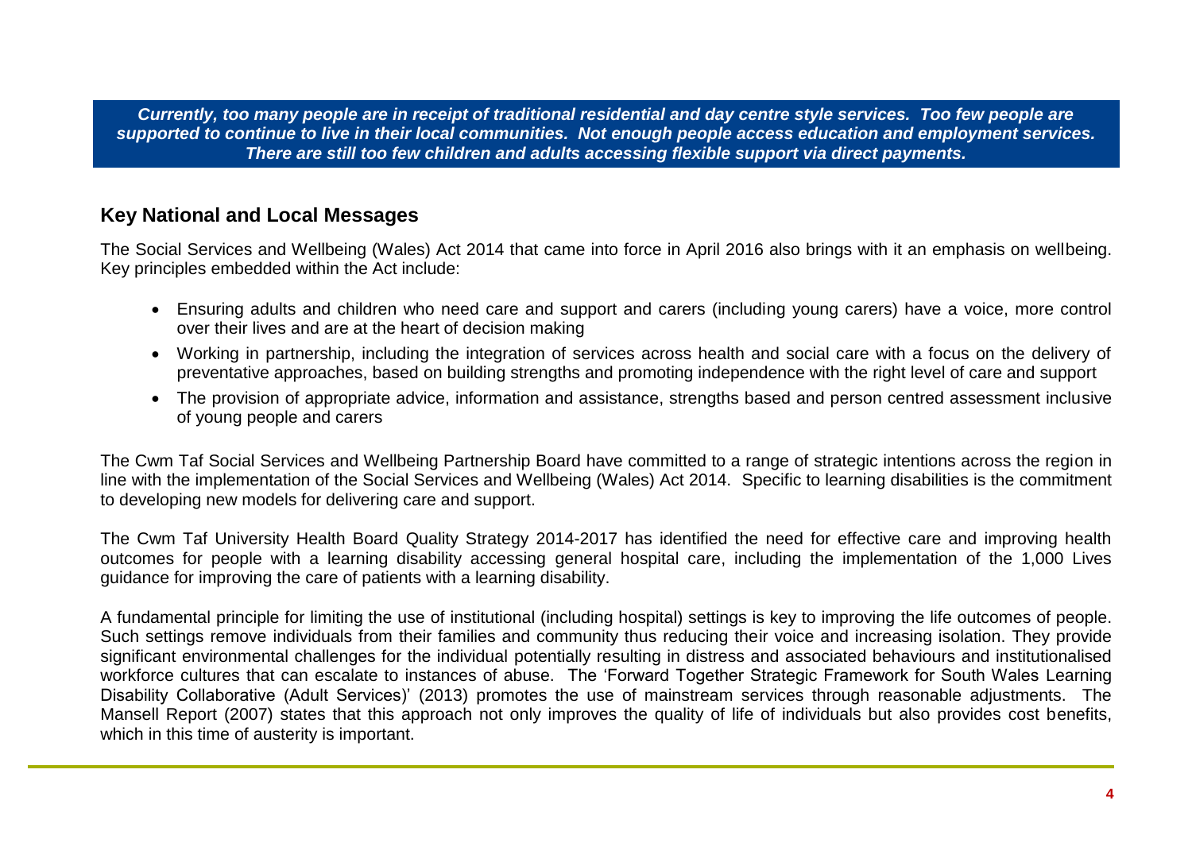***Currently, too many people are in receipt of traditional residential and day centre style services. Too few people are supported to continue to live in their local communities. Not enough people access education and employment services. There are still too few children and adults accessing flexible support via direct payments.***

## Key National and Local Messages

The Social Services and Wellbeing (Wales) Act 2014 that came into force in April 2016 also brings with it an emphasis on wellbeing. Key principles embedded within the Act include:

- Ensuring adults and children who need care and support and carers (including young carers) have a voice, more control over their lives and are at the heart of decision making
- Working in partnership, including the integration of services across health and social care with a focus on the delivery of preventative approaches, based on building strengths and promoting independence with the right level of care and support
- The provision of appropriate advice, information and assistance, strengths based and person centred assessment inclusive of young people and carers

The Cwm Taf Social Services and Wellbeing Partnership Board have committed to a range of strategic intentions across the region in line with the implementation of the Social Services and Wellbeing (Wales) Act 2014. Specific to learning disabilities is the commitment to developing new models for delivering care and support.

The Cwm Taf University Health Board Quality Strategy 2014-2017 has identified the need for effective care and improving health outcomes for people with a learning disability accessing general hospital care, including the implementation of the 1,000 Lives guidance for improving the care of patients with a learning disability.

A fundamental principle for limiting the use of institutional (including hospital) settings is key to improving the life outcomes of people. Such settings remove individuals from their families and community thus reducing their voice and increasing isolation. They provide significant environmental challenges for the individual potentially resulting in distress and associated behaviours and institutionalised workforce cultures that can escalate to instances of abuse. The 'Forward Together Strategic Framework for South Wales Learning Disability Collaborative (Adult Services)' (2013) promotes the use of mainstream services through reasonable adjustments. The Mansell Report (2007) states that this approach not only improves the quality of life of individuals but also provides cost benefits, which in this time of austerity is important.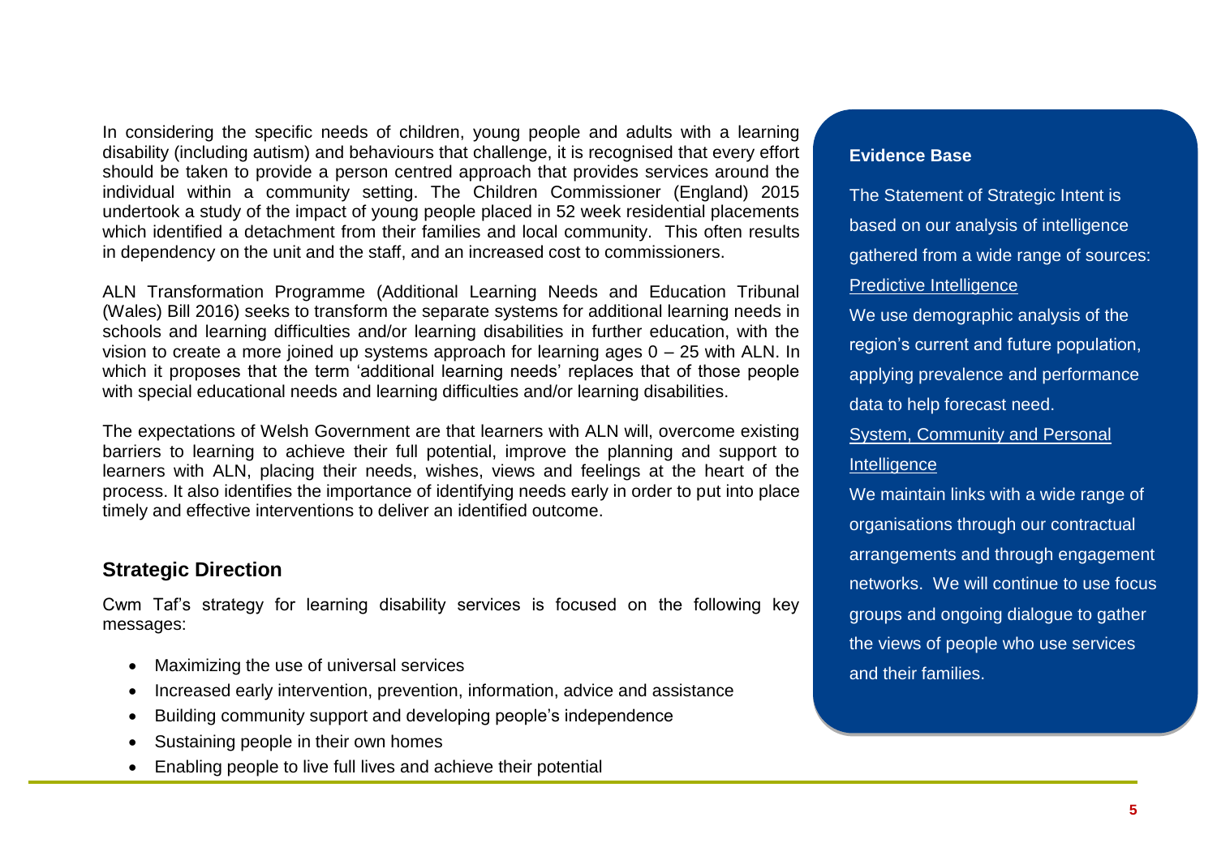In considering the specific needs of children, young people and adults with a learning disability (including autism) and behaviours that challenge, it is recognised that every effort should be taken to provide a person centred approach that provides services around the individual within a community setting. The Children Commissioner (England) 2015 undertook a study of the impact of young people placed in 52 week residential placements which identified a detachment from their families and local community. This often results in dependency on the unit and the staff, and an increased cost to commissioners.

ALN Transformation Programme (Additional Learning Needs and Education Tribunal (Wales) Bill 2016) seeks to transform the separate systems for additional learning needs in schools and learning difficulties and/or learning disabilities in further education, with the vision to create a more joined up systems approach for learning ages 0 – 25 with ALN. In which it proposes that the term 'additional learning needs' replaces that of those people with special educational needs and learning difficulties and/or learning disabilities.

The expectations of Welsh Government are that learners with ALN will, overcome existing barriers to learning to achieve their full potential, improve the planning and support to learners with ALN, placing their needs, wishes, views and feelings at the heart of the process. It also identifies the importance of identifying needs early in order to put into place timely and effective interventions to deliver an identified outcome.

## Strategic Direction

Cwm Taf's strategy for learning disability services is focused on the following key messages:

- Maximizing the use of universal services
- Increased early intervention, prevention, information, advice and assistance
- Building community support and developing people's independence
- Sustaining people in their own homes
- Enabling people to live full lives and achieve their potential

**Evidence Base**

The Statement of Strategic Intent is based on our analysis of intelligence gathered from a wide range of sources:

Predictive Intelligence

We use demographic analysis of the region's current and future population, applying prevalence and performance data to help forecast need.

System, Community and Personal Intelligence

We maintain links with a wide range of organisations through our contractual arrangements and through engagement networks. We will continue to use focus groups and ongoing dialogue to gather the views of people who use services and their families.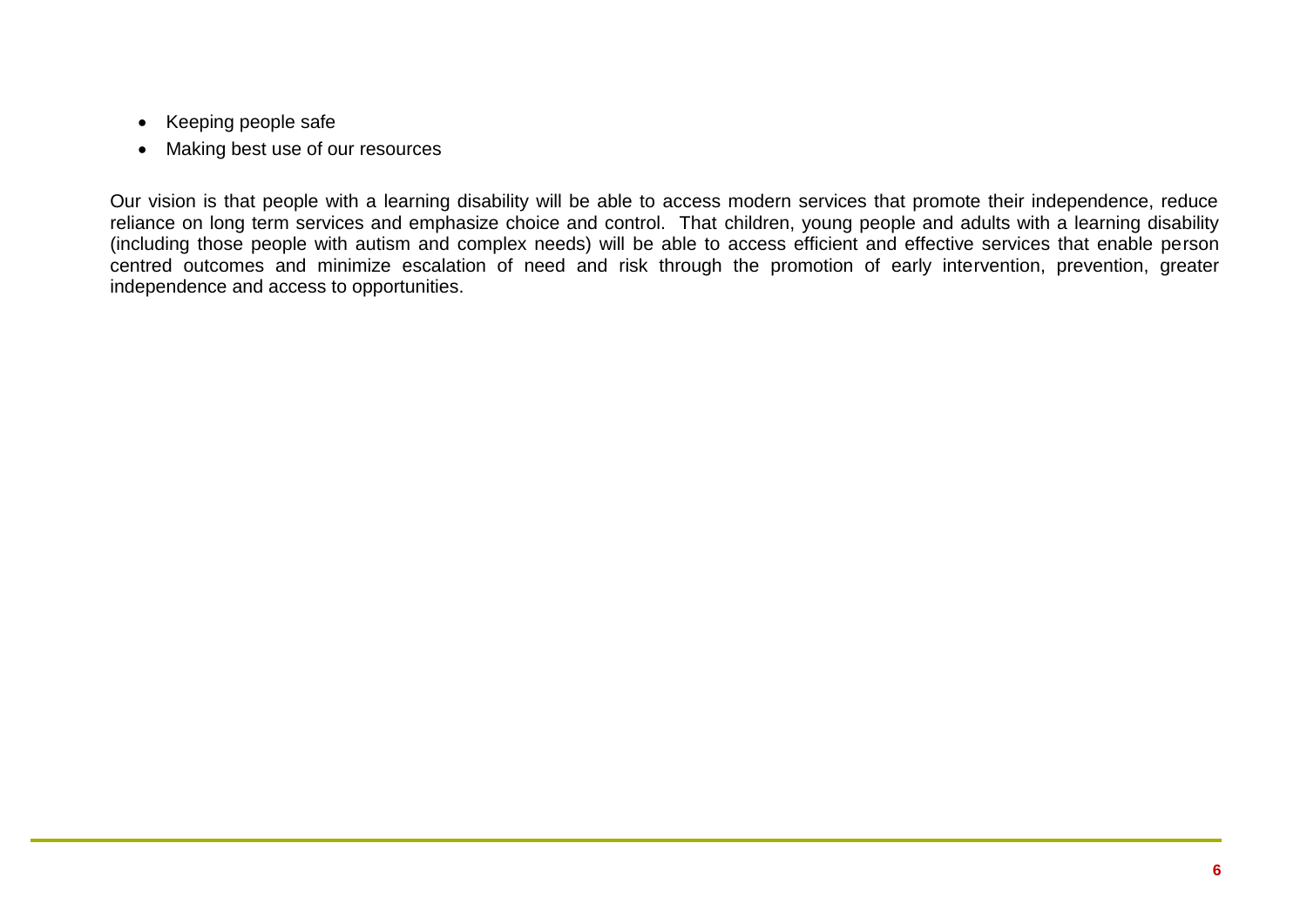- Keeping people safe
- Making best use of our resources

Our vision is that people with a learning disability will be able to access modern services that promote their independence, reduce reliance on long term services and emphasize choice and control. That children, young people and adults with a learning disability (including those people with autism and complex needs) will be able to access efficient and effective services that enable person centred outcomes and minimize escalation of need and risk through the promotion of early intervention, prevention, greater independence and access to opportunities.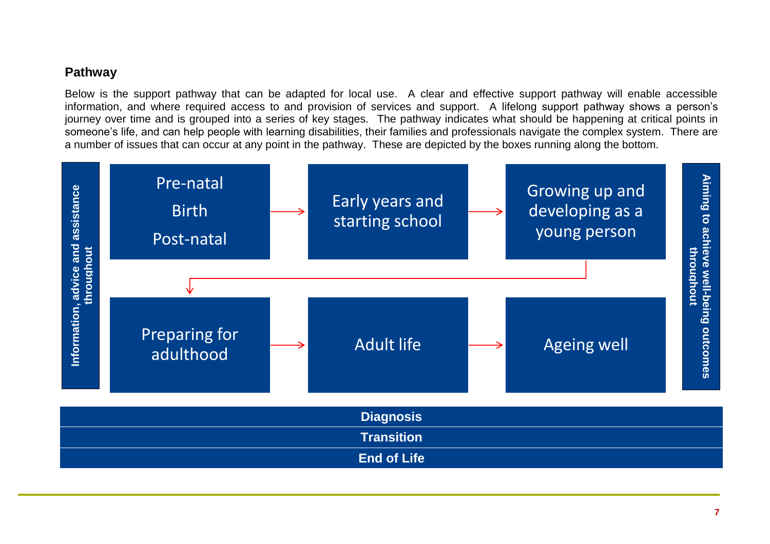## Pathway

Below is the support pathway that can be adapted for local use. A clear and effective support pathway will enable accessible information, and where required access to and provision of services and support. A lifelong support pathway shows a person's journey over time and is grouped into a series of key stages. The pathway indicates what should be happening at critical points in someone's life, and can help people with learning disabilities, their families and professionals navigate the complex system. There are a number of issues that can occur at any point in the pathway. These are depicted by the boxes running along the bottom.

**Information, advice and assistance throughout**

Pre-natal
Birth
Post-natal
→ Early years and starting school
→ Growing up and developing as a young person
→ Preparing for adulthood
→ Adult life
→ Ageing well

**Aiming to achieve well-being outcomes throughout**

**Diagnosis**

**Transition**

**End of Life**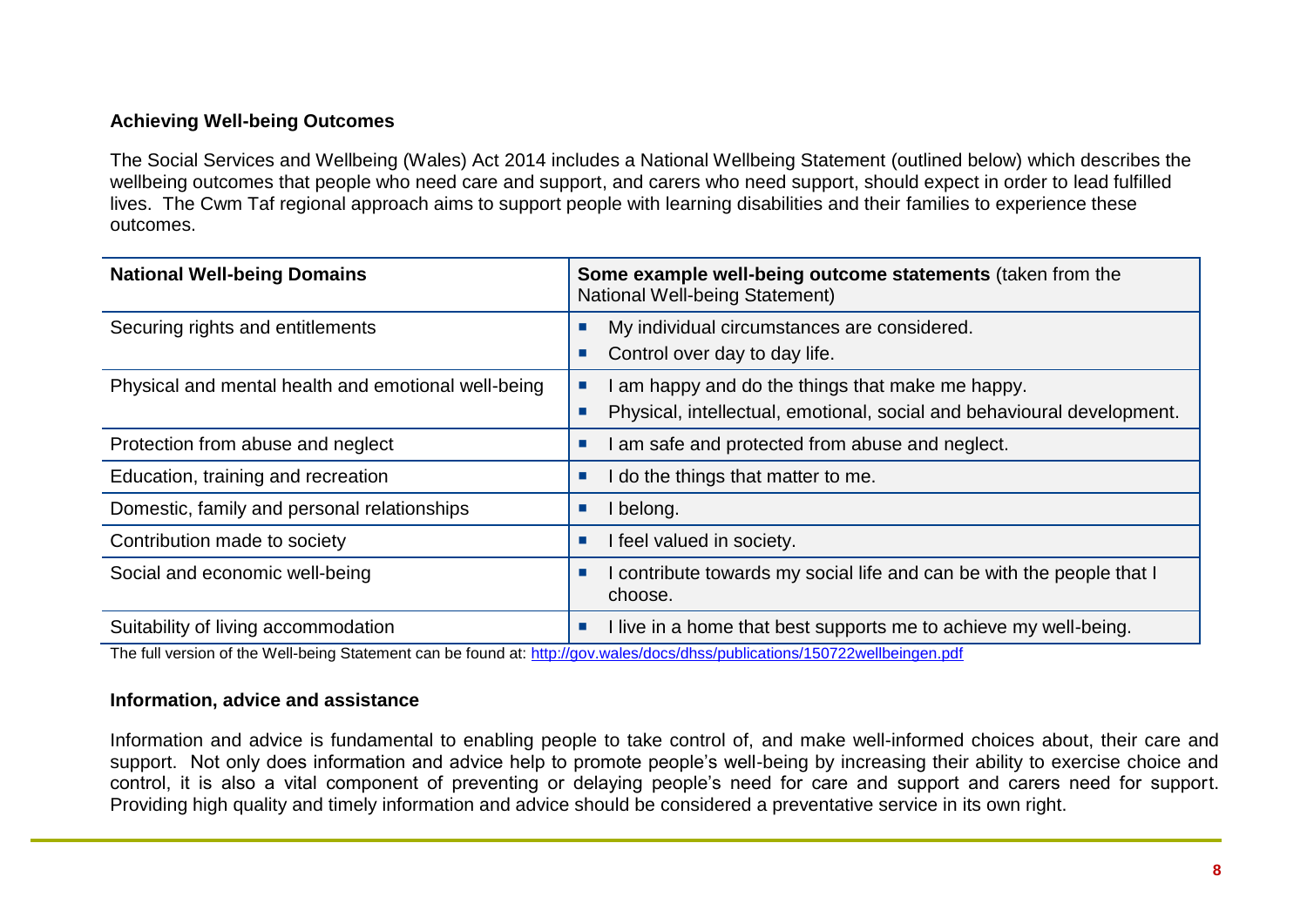### Achieving Well-being Outcomes

The Social Services and Wellbeing (Wales) Act 2014 includes a National Wellbeing Statement (outlined below) which describes the wellbeing outcomes that people who need care and support, and carers who need support, should expect in order to lead fulfilled lives. The Cwm Taf regional approach aims to support people with learning disabilities and their families to experience these outcomes.

| National Well-being Domains | Some example well-being outcome statements (taken from the National Well-being Statement) |
|---|---|
| Securing rights and entitlements | ▪ My individual circumstances are considered.<br>▪ Control over day to day life. |
| Physical and mental health and emotional well-being | ▪ I am happy and do the things that make me happy.<br>▪ Physical, intellectual, emotional, social and behavioural development. |
| Protection from abuse and neglect | ▪ I am safe and protected from abuse and neglect. |
| Education, training and recreation | ▪ I do the things that matter to me. |
| Domestic, family and personal relationships | ▪ I belong. |
| Contribution made to society | ▪ I feel valued in society. |
| Social and economic well-being | ▪ I contribute towards my social life and can be with the people that I choose. |
| Suitability of living accommodation | ▪ I live in a home that best supports me to achieve my well-being. |

The full version of the Well-being Statement can be found at: http://gov.wales/docs/dhss/publications/150722wellbeingen.pdf

### Information, advice and assistance

Information and advice is fundamental to enabling people to take control of, and make well-informed choices about, their care and support. Not only does information and advice help to promote people's well-being by increasing their ability to exercise choice and control, it is also a vital component of preventing or delaying people's need for care and support and carers need for support. Providing high quality and timely information and advice should be considered a preventative service in its own right.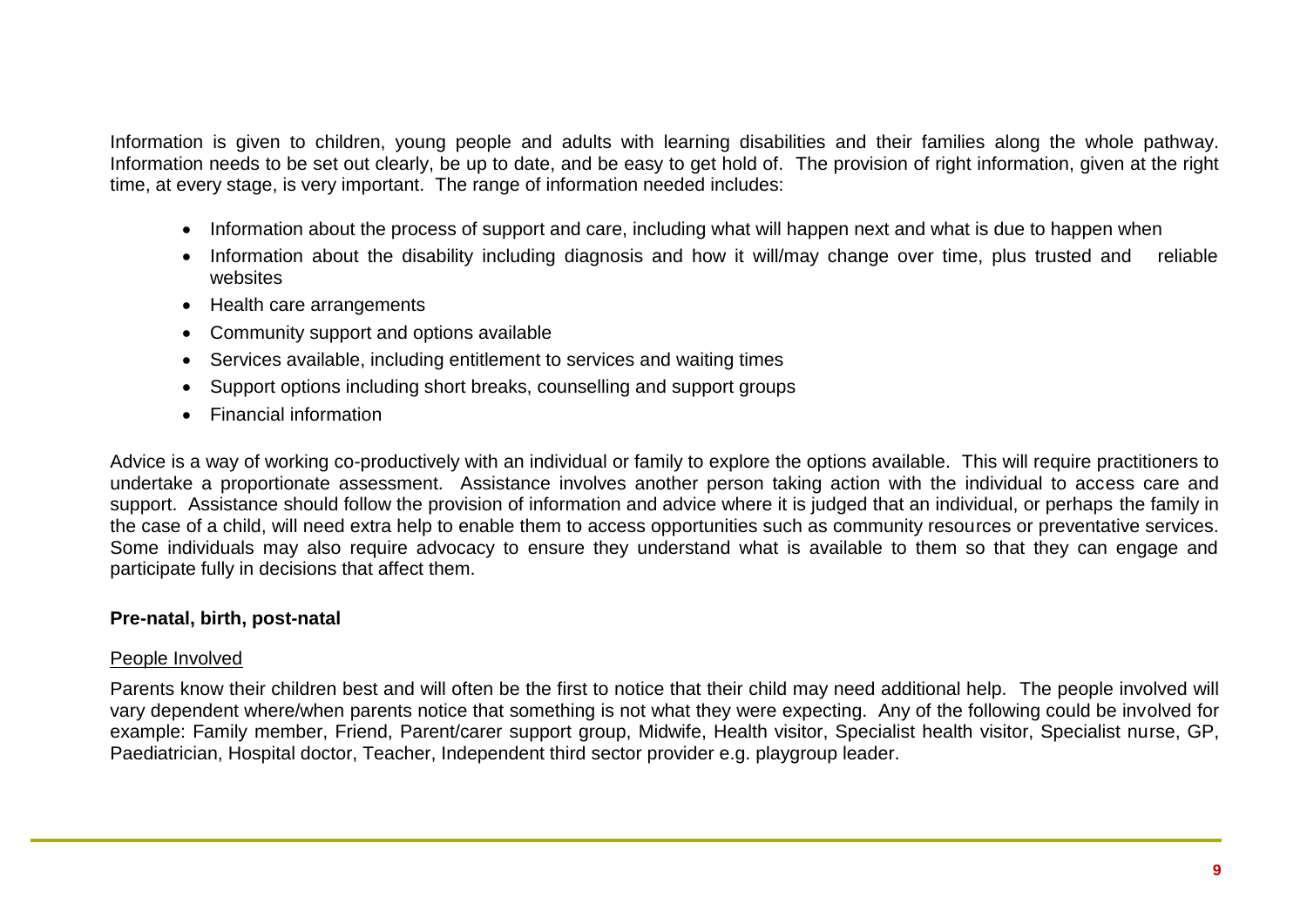Information is given to children, young people and adults with learning disabilities and their families along the whole pathway. Information needs to be set out clearly, be up to date, and be easy to get hold of. The provision of right information, given at the right time, at every stage, is very important. The range of information needed includes:

- Information about the process of support and care, including what will happen next and what is due to happen when
- Information about the disability including diagnosis and how it will/may change over time, plus trusted and reliable websites
- Health care arrangements
- Community support and options available
- Services available, including entitlement to services and waiting times
- Support options including short breaks, counselling and support groups
- Financial information

Advice is a way of working co-productively with an individual or family to explore the options available. This will require practitioners to undertake a proportionate assessment. Assistance involves another person taking action with the individual to access care and support. Assistance should follow the provision of information and advice where it is judged that an individual, or perhaps the family in the case of a child, will need extra help to enable them to access opportunities such as community resources or preventative services. Some individuals may also require advocacy to ensure they understand what is available to them so that they can engage and participate fully in decisions that affect them.

**Pre-natal, birth, post-natal**

People Involved

Parents know their children best and will often be the first to notice that their child may need additional help. The people involved will vary dependent where/when parents notice that something is not what they were expecting. Any of the following could be involved for example: Family member, Friend, Parent/carer support group, Midwife, Health visitor, Specialist health visitor, Specialist nurse, GP, Paediatrician, Hospital doctor, Teacher, Independent third sector provider e.g. playgroup leader.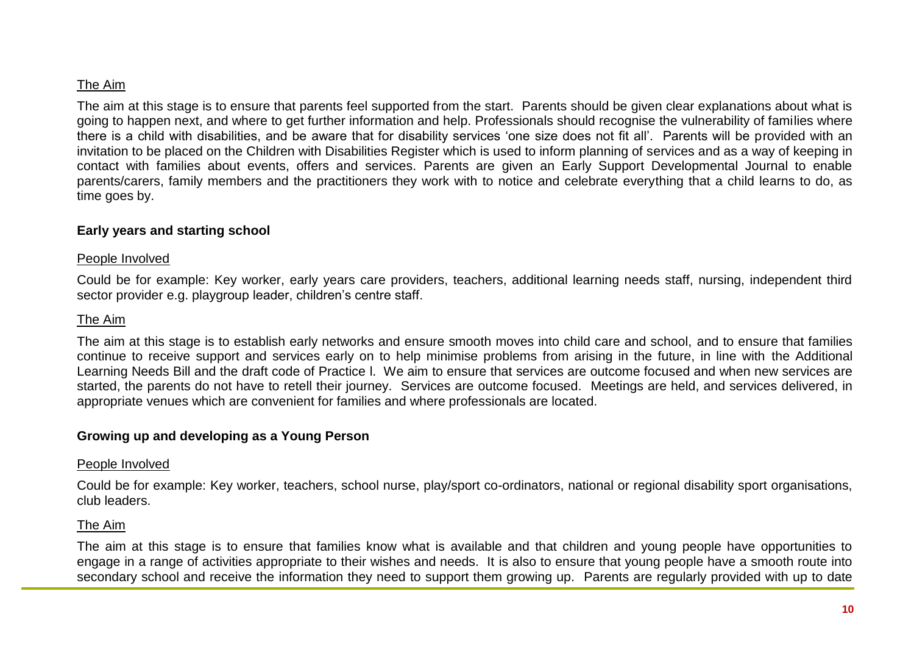The Aim

The aim at this stage is to ensure that parents feel supported from the start. Parents should be given clear explanations about what is going to happen next, and where to get further information and help. Professionals should recognise the vulnerability of families where there is a child with disabilities, and be aware that for disability services 'one size does not fit all'. Parents will be provided with an invitation to be placed on the Children with Disabilities Register which is used to inform planning of services and as a way of keeping in contact with families about events, offers and services. Parents are given an Early Support Developmental Journal to enable parents/carers, family members and the practitioners they work with to notice and celebrate everything that a child learns to do, as time goes by.

**Early years and starting school**

People Involved

Could be for example: Key worker, early years care providers, teachers, additional learning needs staff, nursing, independent third sector provider e.g. playgroup leader, children's centre staff.

The Aim

The aim at this stage is to establish early networks and ensure smooth moves into child care and school, and to ensure that families continue to receive support and services early on to help minimise problems from arising in the future, in line with the Additional Learning Needs Bill and the draft code of Practice l. We aim to ensure that services are outcome focused and when new services are started, the parents do not have to retell their journey. Services are outcome focused. Meetings are held, and services delivered, in appropriate venues which are convenient for families and where professionals are located.

**Growing up and developing as a Young Person**

People Involved

Could be for example: Key worker, teachers, school nurse, play/sport co-ordinators, national or regional disability sport organisations, club leaders.

The Aim

The aim at this stage is to ensure that families know what is available and that children and young people have opportunities to engage in a range of activities appropriate to their wishes and needs. It is also to ensure that young people have a smooth route into secondary school and receive the information they need to support them growing up. Parents are regularly provided with up to date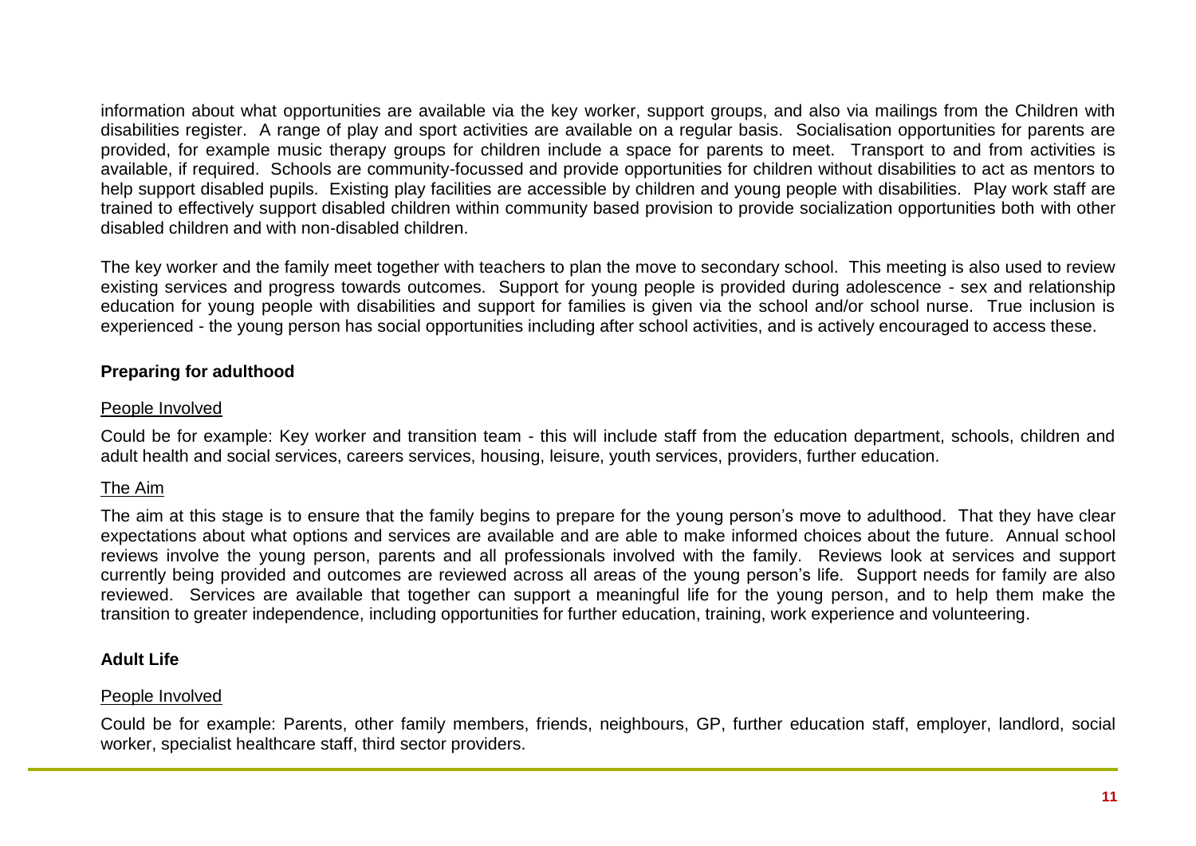information about what opportunities are available via the key worker, support groups, and also via mailings from the Children with disabilities register. A range of play and sport activities are available on a regular basis. Socialisation opportunities for parents are provided, for example music therapy groups for children include a space for parents to meet. Transport to and from activities is available, if required. Schools are community-focussed and provide opportunities for children without disabilities to act as mentors to help support disabled pupils. Existing play facilities are accessible by children and young people with disabilities. Play work staff are trained to effectively support disabled children within community based provision to provide socialization opportunities both with other disabled children and with non-disabled children.

The key worker and the family meet together with teachers to plan the move to secondary school. This meeting is also used to review existing services and progress towards outcomes. Support for young people is provided during adolescence - sex and relationship education for young people with disabilities and support for families is given via the school and/or school nurse. True inclusion is experienced - the young person has social opportunities including after school activities, and is actively encouraged to access these.

**Preparing for adulthood**

People Involved

Could be for example: Key worker and transition team - this will include staff from the education department, schools, children and adult health and social services, careers services, housing, leisure, youth services, providers, further education.

The Aim

The aim at this stage is to ensure that the family begins to prepare for the young person's move to adulthood. That they have clear expectations about what options and services are available and are able to make informed choices about the future. Annual school reviews involve the young person, parents and all professionals involved with the family. Reviews look at services and support currently being provided and outcomes are reviewed across all areas of the young person's life. Support needs for family are also reviewed. Services are available that together can support a meaningful life for the young person, and to help them make the transition to greater independence, including opportunities for further education, training, work experience and volunteering.

**Adult Life**

People Involved

Could be for example: Parents, other family members, friends, neighbours, GP, further education staff, employer, landlord, social worker, specialist healthcare staff, third sector providers.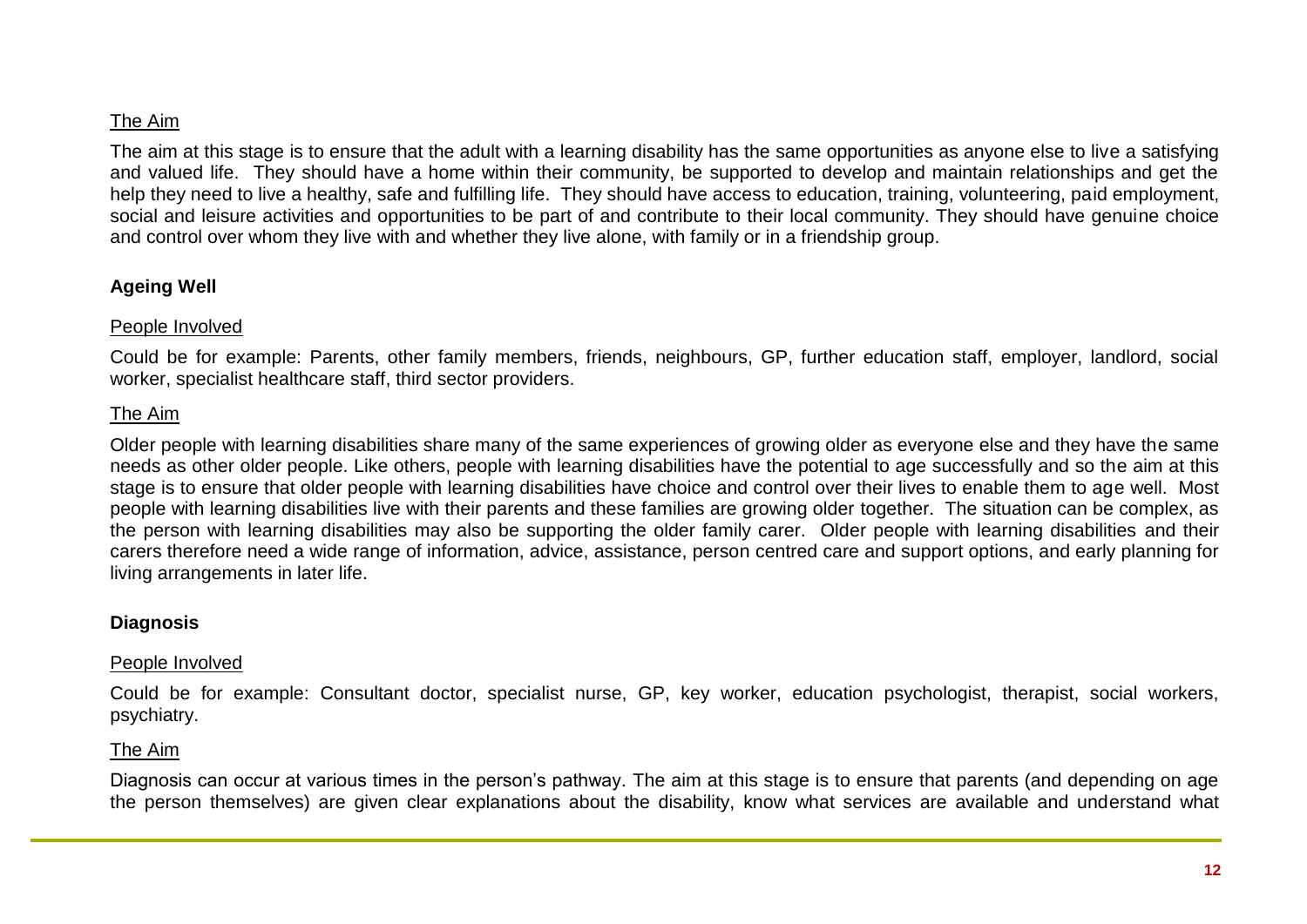The Aim

The aim at this stage is to ensure that the adult with a learning disability has the same opportunities as anyone else to live a satisfying and valued life. They should have a home within their community, be supported to develop and maintain relationships and get the help they need to live a healthy, safe and fulfilling life. They should have access to education, training, volunteering, paid employment, social and leisure activities and opportunities to be part of and contribute to their local community. They should have genuine choice and control over whom they live with and whether they live alone, with family or in a friendship group.

**Ageing Well**

People Involved

Could be for example: Parents, other family members, friends, neighbours, GP, further education staff, employer, landlord, social worker, specialist healthcare staff, third sector providers.

The Aim

Older people with learning disabilities share many of the same experiences of growing older as everyone else and they have the same needs as other older people. Like others, people with learning disabilities have the potential to age successfully and so the aim at this stage is to ensure that older people with learning disabilities have choice and control over their lives to enable them to age well. Most people with learning disabilities live with their parents and these families are growing older together. The situation can be complex, as the person with learning disabilities may also be supporting the older family carer. Older people with learning disabilities and their carers therefore need a wide range of information, advice, assistance, person centred care and support options, and early planning for living arrangements in later life.

**Diagnosis**

People Involved

Could be for example: Consultant doctor, specialist nurse, GP, key worker, education psychologist, therapist, social workers, psychiatry.

The Aim

Diagnosis can occur at various times in the person's pathway. The aim at this stage is to ensure that parents (and depending on age the person themselves) are given clear explanations about the disability, know what services are available and understand what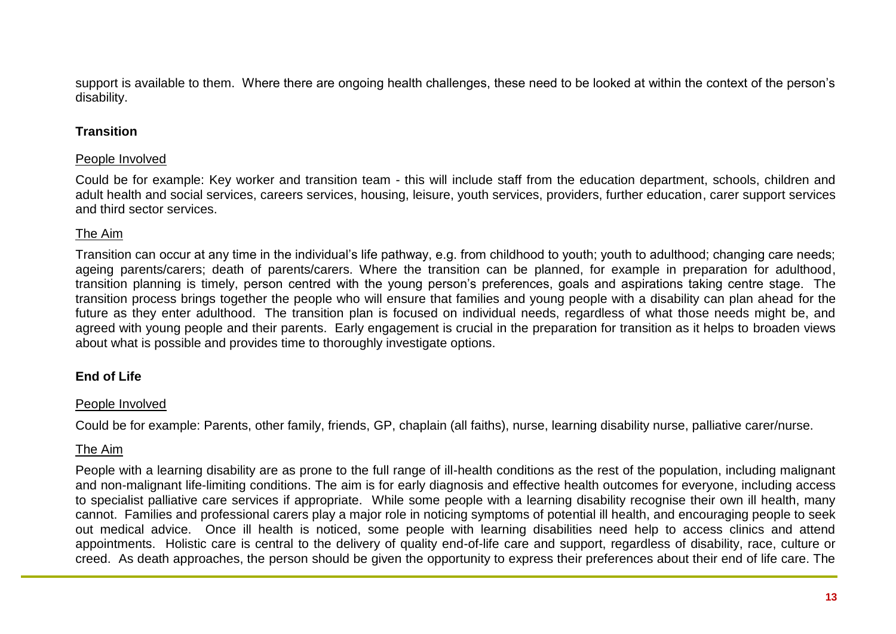support is available to them. Where there are ongoing health challenges, these need to be looked at within the context of the person's disability.

**Transition**

People Involved

Could be for example: Key worker and transition team - this will include staff from the education department, schools, children and adult health and social services, careers services, housing, leisure, youth services, providers, further education, carer support services and third sector services.

The Aim

Transition can occur at any time in the individual's life pathway, e.g. from childhood to youth; youth to adulthood; changing care needs; ageing parents/carers; death of parents/carers. Where the transition can be planned, for example in preparation for adulthood, transition planning is timely, person centred with the young person's preferences, goals and aspirations taking centre stage. The transition process brings together the people who will ensure that families and young people with a disability can plan ahead for the future as they enter adulthood. The transition plan is focused on individual needs, regardless of what those needs might be, and agreed with young people and their parents. Early engagement is crucial in the preparation for transition as it helps to broaden views about what is possible and provides time to thoroughly investigate options.

**End of Life**

People Involved

Could be for example: Parents, other family, friends, GP, chaplain (all faiths), nurse, learning disability nurse, palliative carer/nurse.

The Aim

People with a learning disability are as prone to the full range of ill-health conditions as the rest of the population, including malignant and non-malignant life-limiting conditions. The aim is for early diagnosis and effective health outcomes for everyone, including access to specialist palliative care services if appropriate. While some people with a learning disability recognise their own ill health, many cannot. Families and professional carers play a major role in noticing symptoms of potential ill health, and encouraging people to seek out medical advice. Once ill health is noticed, some people with learning disabilities need help to access clinics and attend appointments. Holistic care is central to the delivery of quality end-of-life care and support, regardless of disability, race, culture or creed. As death approaches, the person should be given the opportunity to express their preferences about their end of life care. The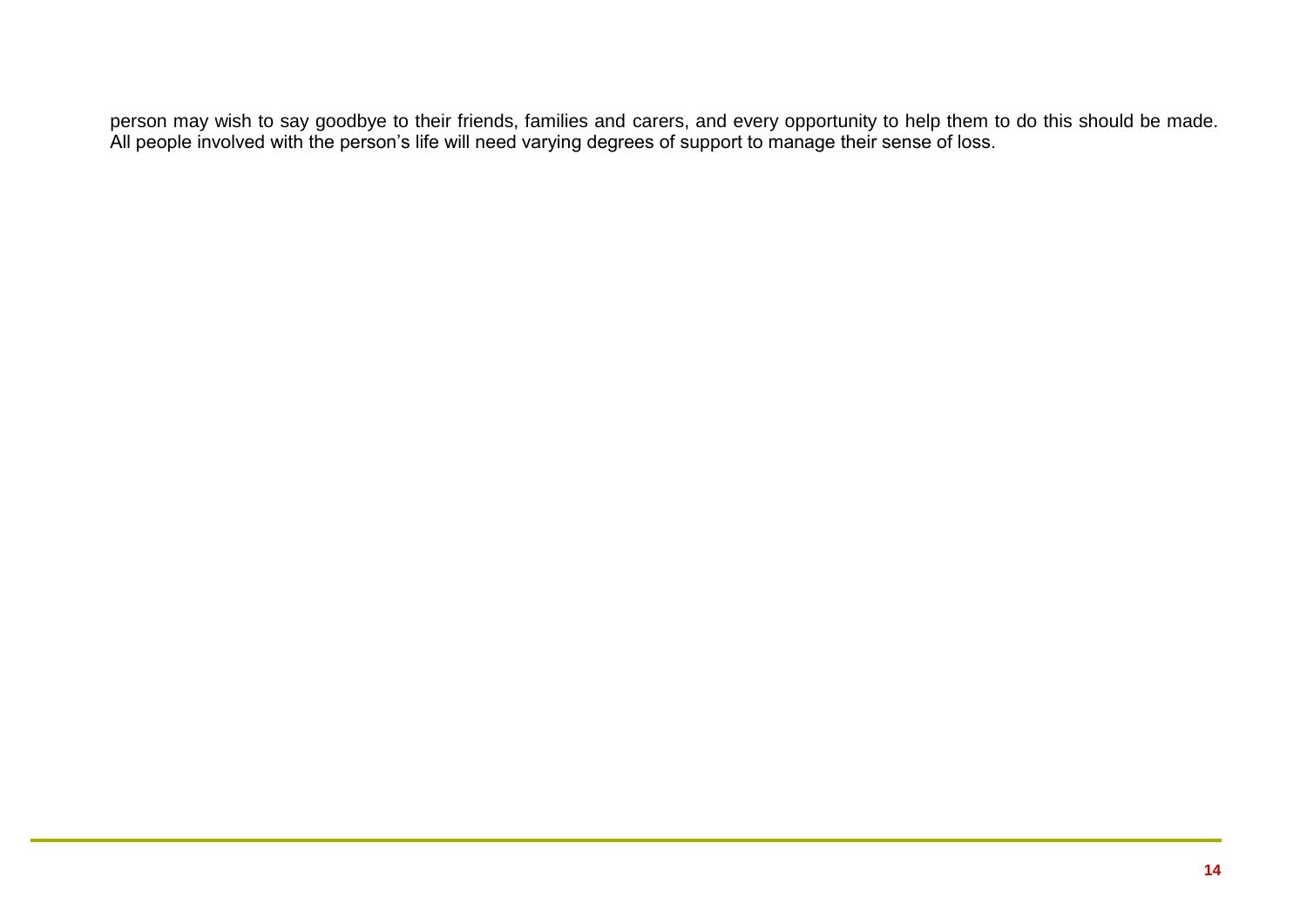person may wish to say goodbye to their friends, families and carers, and every opportunity to help them to do this should be made. All people involved with the person's life will need varying degrees of support to manage their sense of loss.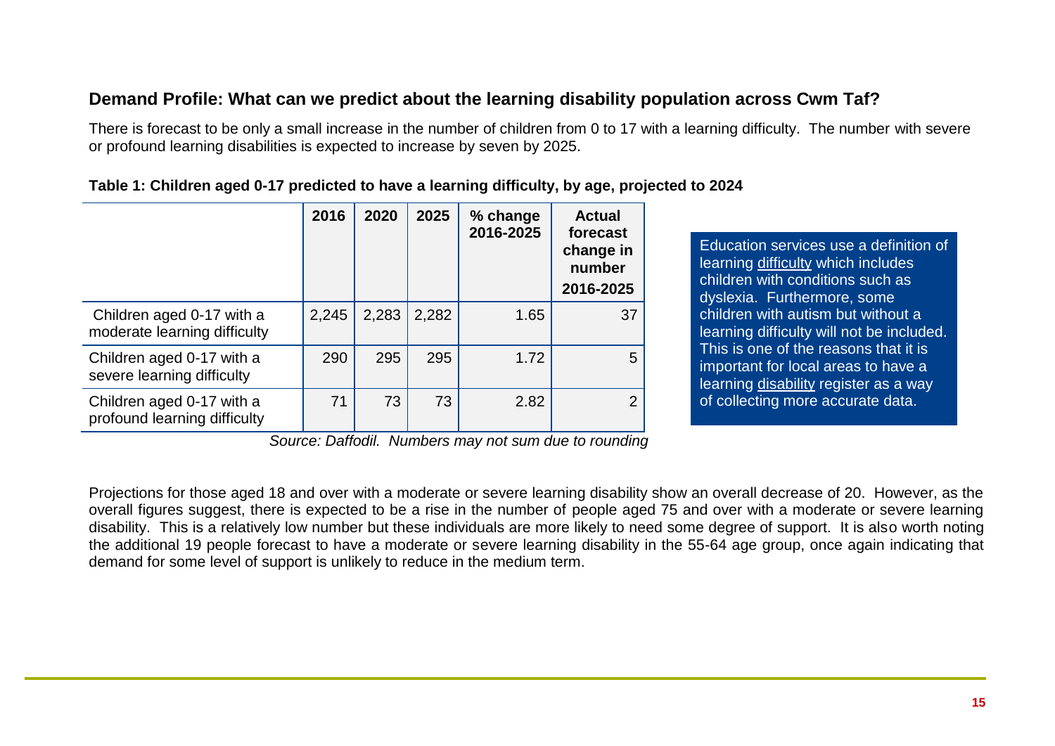## Demand Profile: What can we predict about the learning disability population across Cwm Taf?

There is forecast to be only a small increase in the number of children from 0 to 17 with a learning difficulty. The number with severe or profound learning disabilities is expected to increase by seven by 2025.

**Table 1: Children aged 0-17 predicted to have a learning difficulty, by age, projected to 2024**

| | 2016 | 2020 | 2025 | % change 2016-2025 | Actual forecast change in number 2016-2025 |
|---|---|---|---|---|---|
| Children aged 0-17 with a moderate learning difficulty | 2,245 | 2,283 | 2,282 | 1.65 | 37 |
| Children aged 0-17 with a severe learning difficulty | 290 | 295 | 295 | 1.72 | 5 |
| Children aged 0-17 with a profound learning difficulty | 71 | 73 | 73 | 2.82 | 2 |

*Source: Daffodil. Numbers may not sum due to rounding*

Education services use a definition of learning difficulty which includes children with conditions such as dyslexia. Furthermore, some children with autism but without a learning difficulty will not be included. This is one of the reasons that it is important for local areas to have a learning disability register as a way of collecting more accurate data.

Projections for those aged 18 and over with a moderate or severe learning disability show an overall decrease of 20. However, as the overall figures suggest, there is expected to be a rise in the number of people aged 75 and over with a moderate or severe learning disability. This is a relatively low number but these individuals are more likely to need some degree of support. It is also worth noting the additional 19 people forecast to have a moderate or severe learning disability in the 55-64 age group, once again indicating that demand for some level of support is unlikely to reduce in the medium term.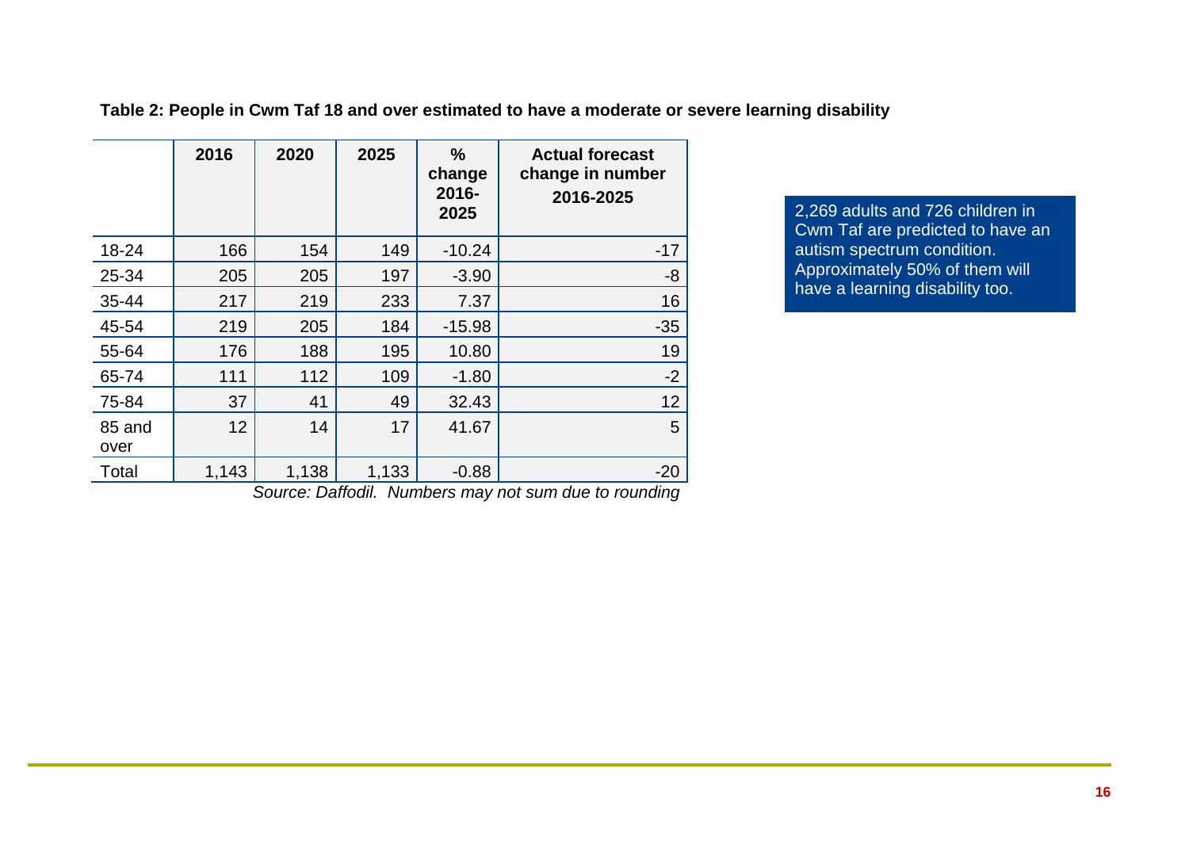**Table 2: People in Cwm Taf 18 and over estimated to have a moderate or severe learning disability**

| | 2016 | 2020 | 2025 | % change 2016-2025 | Actual forecast change in number 2016-2025 |
|---|---|---|---|---|---|
| 18-24 | 166 | 154 | 149 | -10.24 | -17 |
| 25-34 | 205 | 205 | 197 | -3.90 | -8 |
| 35-44 | 217 | 219 | 233 | 7.37 | 16 |
| 45-54 | 219 | 205 | 184 | -15.98 | -35 |
| 55-64 | 176 | 188 | 195 | 10.80 | 19 |
| 65-74 | 111 | 112 | 109 | -1.80 | -2 |
| 75-84 | 37 | 41 | 49 | 32.43 | 12 |
| 85 and over | 12 | 14 | 17 | 41.67 | 5 |
| Total | 1,143 | 1,138 | 1,133 | -0.88 | -20 |

*Source: Daffodil. Numbers may not sum due to rounding*

2,269 adults and 726 children in Cwm Taf are predicted to have an autism spectrum condition. Approximately 50% of them will have a learning disability too.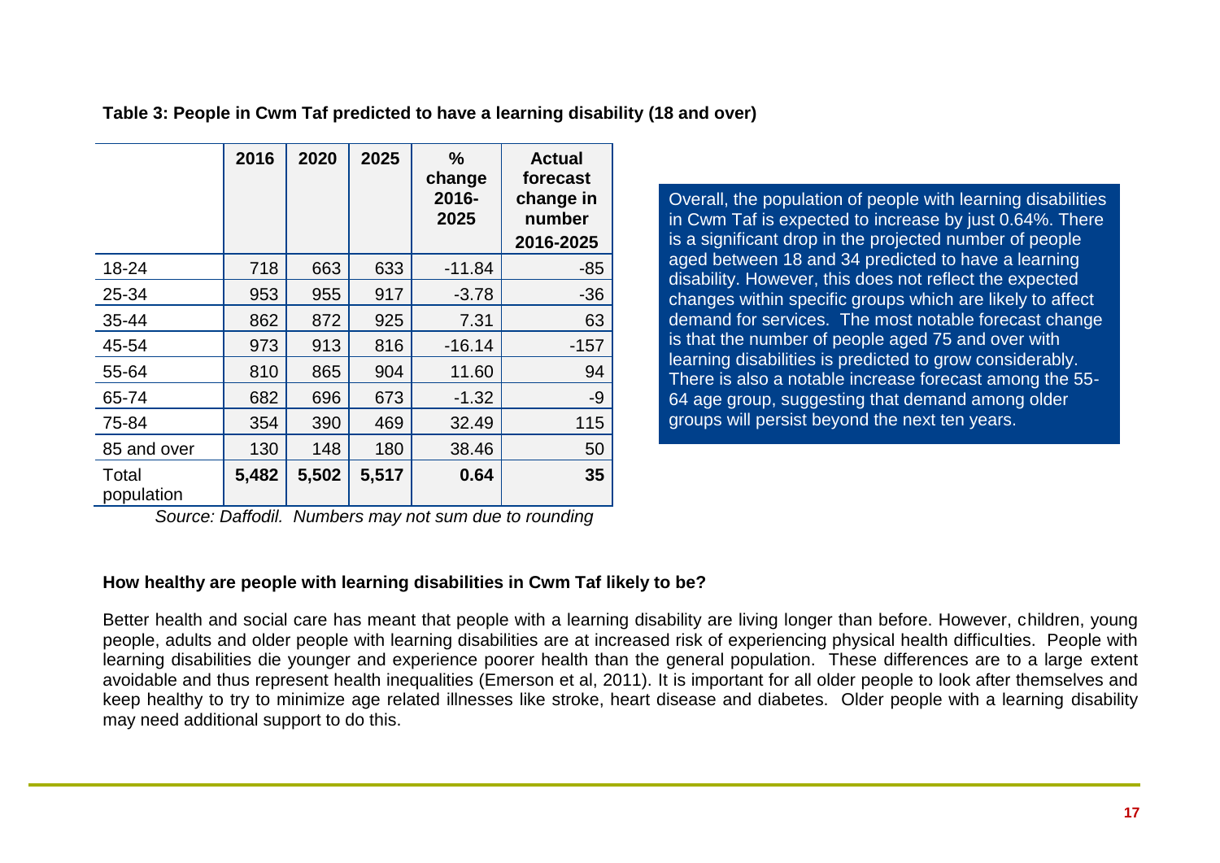**Table 3: People in Cwm Taf predicted to have a learning disability (18 and over)**

| | 2016 | 2020 | 2025 | % change 2016-2025 | Actual forecast change in number 2016-2025 |
|---|---|---|---|---|---|
| 18-24 | 718 | 663 | 633 | -11.84 | -85 |
| 25-34 | 953 | 955 | 917 | -3.78 | -36 |
| 35-44 | 862 | 872 | 925 | 7.31 | 63 |
| 45-54 | 973 | 913 | 816 | -16.14 | -157 |
| 55-64 | 810 | 865 | 904 | 11.60 | 94 |
| 65-74 | 682 | 696 | 673 | -1.32 | -9 |
| 75-84 | 354 | 390 | 469 | 32.49 | 115 |
| 85 and over | 130 | 148 | 180 | 38.46 | 50 |
| Total population | **5,482** | **5,502** | **5,517** | **0.64** | **35** |

*Source: Daffodil. Numbers may not sum due to rounding*

Overall, the population of people with learning disabilities in Cwm Taf is expected to increase by just 0.64%. There is a significant drop in the projected number of people aged between 18 and 34 predicted to have a learning disability. However, this does not reflect the expected changes within specific groups which are likely to affect demand for services. The most notable forecast change is that the number of people aged 75 and over with learning disabilities is predicted to grow considerably. There is also a notable increase forecast among the 55-64 age group, suggesting that demand among older groups will persist beyond the next ten years.

**How healthy are people with learning disabilities in Cwm Taf likely to be?**

Better health and social care has meant that people with a learning disability are living longer than before. However, children, young people, adults and older people with learning disabilities are at increased risk of experiencing physical health difficulties. People with learning disabilities die younger and experience poorer health than the general population. These differences are to a large extent avoidable and thus represent health inequalities (Emerson et al, 2011). It is important for all older people to look after themselves and keep healthy to try to minimize age related illnesses like stroke, heart disease and diabetes. Older people with a learning disability may need additional support to do this.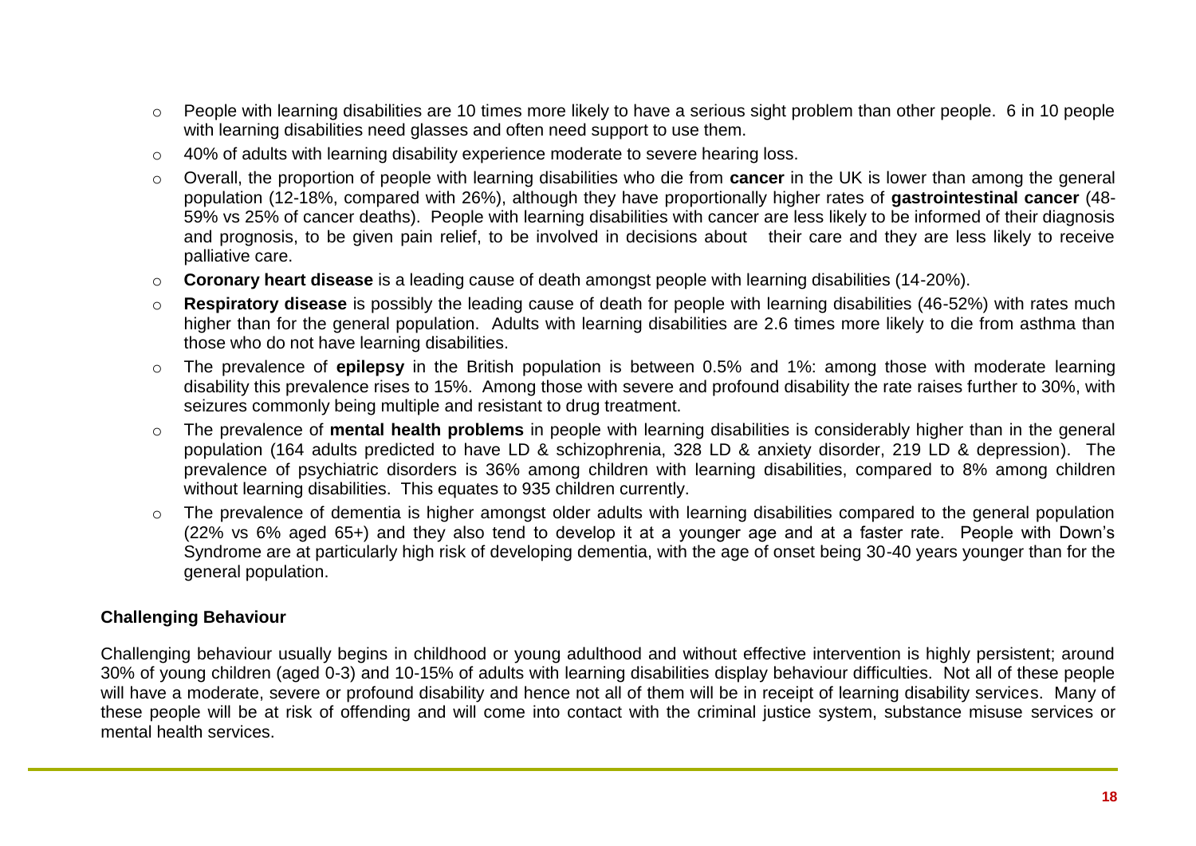- People with learning disabilities are 10 times more likely to have a serious sight problem than other people. 6 in 10 people with learning disabilities need glasses and often need support to use them.
- 40% of adults with learning disability experience moderate to severe hearing loss.
- Overall, the proportion of people with learning disabilities who die from **cancer** in the UK is lower than among the general population (12-18%, compared with 26%), although they have proportionally higher rates of **gastrointestinal cancer** (48-59% vs 25% of cancer deaths). People with learning disabilities with cancer are less likely to be informed of their diagnosis and prognosis, to be given pain relief, to be involved in decisions about their care and they are less likely to receive palliative care.
- **Coronary heart disease** is a leading cause of death amongst people with learning disabilities (14-20%).
- **Respiratory disease** is possibly the leading cause of death for people with learning disabilities (46-52%) with rates much higher than for the general population. Adults with learning disabilities are 2.6 times more likely to die from asthma than those who do not have learning disabilities.
- The prevalence of **epilepsy** in the British population is between 0.5% and 1%: among those with moderate learning disability this prevalence rises to 15%. Among those with severe and profound disability the rate raises further to 30%, with seizures commonly being multiple and resistant to drug treatment.
- The prevalence of **mental health problems** in people with learning disabilities is considerably higher than in the general population (164 adults predicted to have LD & schizophrenia, 328 LD & anxiety disorder, 219 LD & depression). The prevalence of psychiatric disorders is 36% among children with learning disabilities, compared to 8% among children without learning disabilities. This equates to 935 children currently.
- The prevalence of dementia is higher amongst older adults with learning disabilities compared to the general population (22% vs 6% aged 65+) and they also tend to develop it at a younger age and at a faster rate. People with Down's Syndrome are at particularly high risk of developing dementia, with the age of onset being 30-40 years younger than for the general population.

**Challenging Behaviour**

Challenging behaviour usually begins in childhood or young adulthood and without effective intervention is highly persistent; around 30% of young children (aged 0-3) and 10-15% of adults with learning disabilities display behaviour difficulties. Not all of these people will have a moderate, severe or profound disability and hence not all of them will be in receipt of learning disability services. Many of these people will be at risk of offending and will come into contact with the criminal justice system, substance misuse services or mental health services.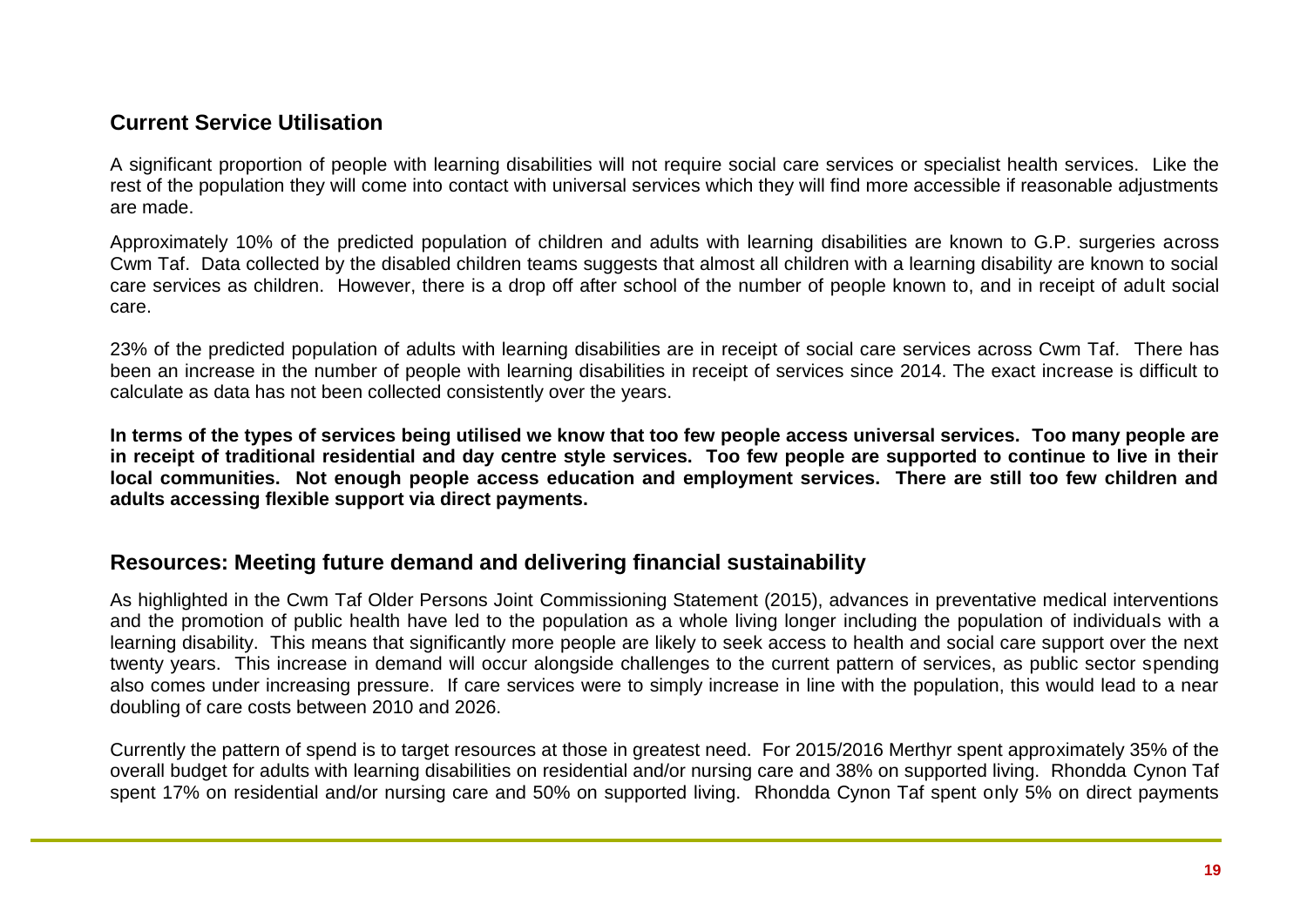## Current Service Utilisation

A significant proportion of people with learning disabilities will not require social care services or specialist health services. Like the rest of the population they will come into contact with universal services which they will find more accessible if reasonable adjustments are made.

Approximately 10% of the predicted population of children and adults with learning disabilities are known to G.P. surgeries across Cwm Taf. Data collected by the disabled children teams suggests that almost all children with a learning disability are known to social care services as children. However, there is a drop off after school of the number of people known to, and in receipt of adult social care.

23% of the predicted population of adults with learning disabilities are in receipt of social care services across Cwm Taf. There has been an increase in the number of people with learning disabilities in receipt of services since 2014. The exact increase is difficult to calculate as data has not been collected consistently over the years.

**In terms of the types of services being utilised we know that too few people access universal services. Too many people are in receipt of traditional residential and day centre style services. Too few people are supported to continue to live in their local communities. Not enough people access education and employment services. There are still too few children and adults accessing flexible support via direct payments.**

## Resources: Meeting future demand and delivering financial sustainability

As highlighted in the Cwm Taf Older Persons Joint Commissioning Statement (2015), advances in preventative medical interventions and the promotion of public health have led to the population as a whole living longer including the population of individuals with a learning disability. This means that significantly more people are likely to seek access to health and social care support over the next twenty years. This increase in demand will occur alongside challenges to the current pattern of services, as public sector spending also comes under increasing pressure. If care services were to simply increase in line with the population, this would lead to a near doubling of care costs between 2010 and 2026.

Currently the pattern of spend is to target resources at those in greatest need. For 2015/2016 Merthyr spent approximately 35% of the overall budget for adults with learning disabilities on residential and/or nursing care and 38% on supported living. Rhondda Cynon Taf spent 17% on residential and/or nursing care and 50% on supported living. Rhondda Cynon Taf spent only 5% on direct payments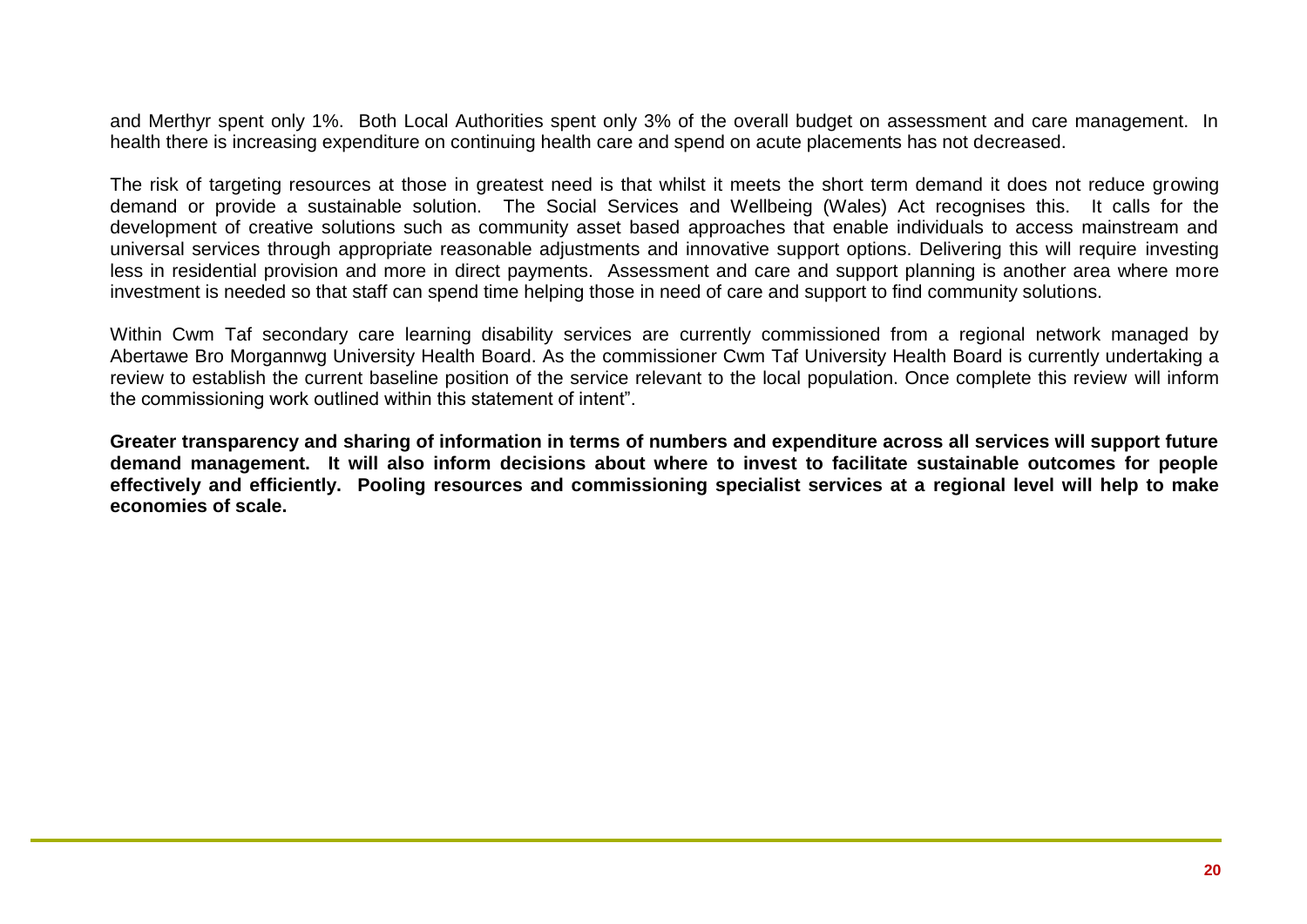and Merthyr spent only 1%. Both Local Authorities spent only 3% of the overall budget on assessment and care management. In health there is increasing expenditure on continuing health care and spend on acute placements has not decreased.

The risk of targeting resources at those in greatest need is that whilst it meets the short term demand it does not reduce growing demand or provide a sustainable solution. The Social Services and Wellbeing (Wales) Act recognises this. It calls for the development of creative solutions such as community asset based approaches that enable individuals to access mainstream and universal services through appropriate reasonable adjustments and innovative support options. Delivering this will require investing less in residential provision and more in direct payments. Assessment and care and support planning is another area where more investment is needed so that staff can spend time helping those in need of care and support to find community solutions.

Within Cwm Taf secondary care learning disability services are currently commissioned from a regional network managed by Abertawe Bro Morgannwg University Health Board. As the commissioner Cwm Taf University Health Board is currently undertaking a review to establish the current baseline position of the service relevant to the local population. Once complete this review will inform the commissioning work outlined within this statement of intent".

**Greater transparency and sharing of information in terms of numbers and expenditure across all services will support future demand management. It will also inform decisions about where to invest to facilitate sustainable outcomes for people effectively and efficiently. Pooling resources and commissioning specialist services at a regional level will help to make economies of scale.**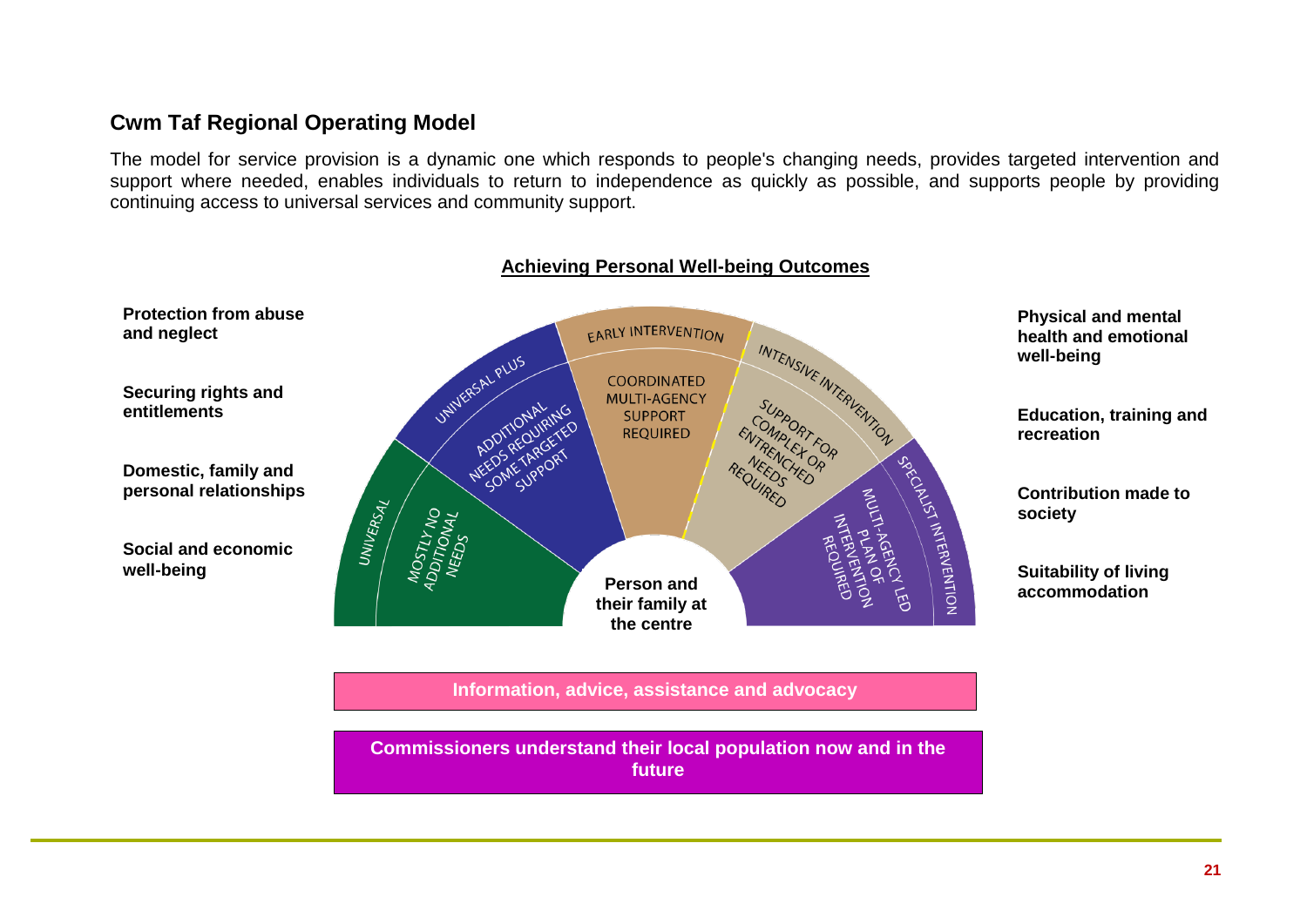## Cwm Taf Regional Operating Model

The model for service provision is a dynamic one which responds to people's changing needs, provides targeted intervention and support where needed, enables individuals to return to independence as quickly as possible, and supports people by providing continuing access to universal services and community support.

**Achieving Personal Well-being Outcomes**

**Protection from abuse and neglect**

**Securing rights and entitlements**

**Domestic, family and personal relationships**

**Social and economic well-being**

UNIVERSAL — MOSTLY NO ADDITIONAL NEEDS

UNIVERSAL PLUS — ADDITIONAL NEEDS REQUIRING SOME TARGETED SUPPORT

EARLY INTERVENTION — COORDINATED MULTI-AGENCY SUPPORT REQUIRED

INTENSIVE INTERVENTION — SUPPORT FOR COMPLEX OR ENTRENCHED NEEDS REQUIRED

SPECIALIST INTERVENTION — MULTI-AGENCY LED PLAN OF INTERVENTION REQUIRED

**Person and their family at the centre**

**Physical and mental health and emotional well-being**

**Education, training and recreation**

**Contribution made to society**

**Suitability of living accommodation**

**Information, advice, assistance and advocacy**

**Commissioners understand their local population now and in the future**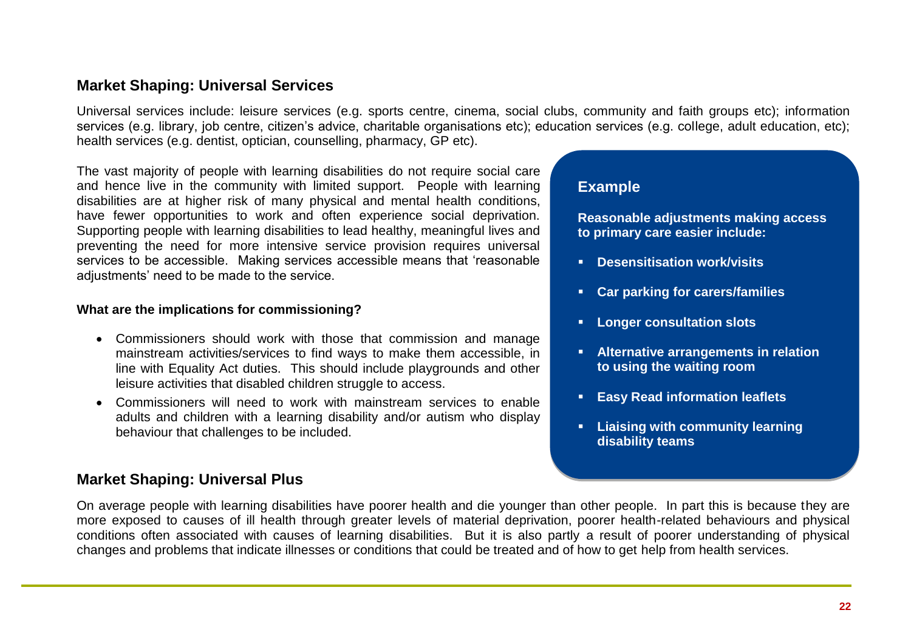## Market Shaping: Universal Services

Universal services include: leisure services (e.g. sports centre, cinema, social clubs, community and faith groups etc); information services (e.g. library, job centre, citizen's advice, charitable organisations etc); education services (e.g. college, adult education, etc); health services (e.g. dentist, optician, counselling, pharmacy, GP etc).

The vast majority of people with learning disabilities do not require social care and hence live in the community with limited support. People with learning disabilities are at higher risk of many physical and mental health conditions, have fewer opportunities to work and often experience social deprivation. Supporting people with learning disabilities to lead healthy, meaningful lives and preventing the need for more intensive service provision requires universal services to be accessible. Making services accessible means that 'reasonable adjustments' need to be made to the service.

**What are the implications for commissioning?**

- Commissioners should work with those that commission and manage mainstream activities/services to find ways to make them accessible, in line with Equality Act duties. This should include playgrounds and other leisure activities that disabled children struggle to access.
- Commissioners will need to work with mainstream services to enable adults and children with a learning disability and/or autism who display behaviour that challenges to be included.

### Example

**Reasonable adjustments making access to primary care easier include:**

- **Desensitisation work/visits**
- **Car parking for carers/families**
- **Longer consultation slots**
- **Alternative arrangements in relation to using the waiting room**
- **Easy Read information leaflets**
- **Liaising with community learning disability teams**

## Market Shaping: Universal Plus

On average people with learning disabilities have poorer health and die younger than other people. In part this is because they are more exposed to causes of ill health through greater levels of material deprivation, poorer health-related behaviours and physical conditions often associated with causes of learning disabilities. But it is also partly a result of poorer understanding of physical changes and problems that indicate illnesses or conditions that could be treated and of how to get help from health services.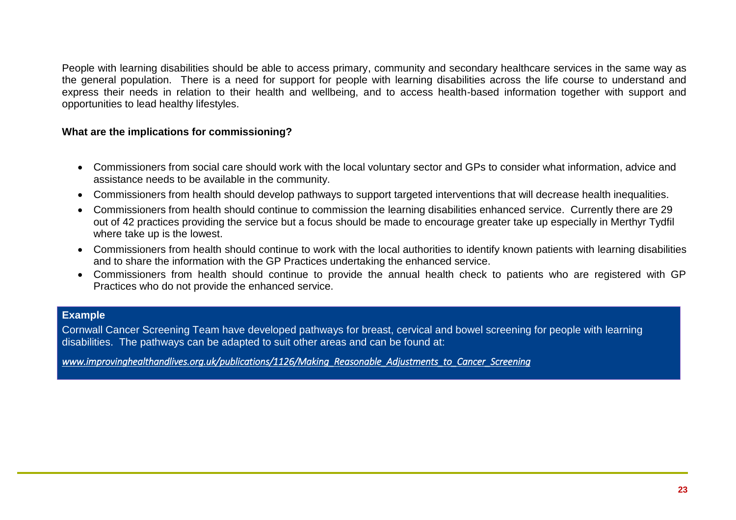People with learning disabilities should be able to access primary, community and secondary healthcare services in the same way as the general population. There is a need for support for people with learning disabilities across the life course to understand and express their needs in relation to their health and wellbeing, and to access health-based information together with support and opportunities to lead healthy lifestyles.

**What are the implications for commissioning?**

- Commissioners from social care should work with the local voluntary sector and GPs to consider what information, advice and assistance needs to be available in the community.
- Commissioners from health should develop pathways to support targeted interventions that will decrease health inequalities.
- Commissioners from health should continue to commission the learning disabilities enhanced service. Currently there are 29 out of 42 practices providing the service but a focus should be made to encourage greater take up especially in Merthyr Tydfil where take up is the lowest.
- Commissioners from health should continue to work with the local authorities to identify known patients with learning disabilities and to share the information with the GP Practices undertaking the enhanced service.
- Commissioners from health should continue to provide the annual health check to patients who are registered with GP Practices who do not provide the enhanced service.

**Example**

Cornwall Cancer Screening Team have developed pathways for breast, cervical and bowel screening for people with learning disabilities. The pathways can be adapted to suit other areas and can be found at:

*www.improvinghealthandlives.org.uk/publications/1126/Making_Reasonable_Adjustments_to_Cancer_Screening*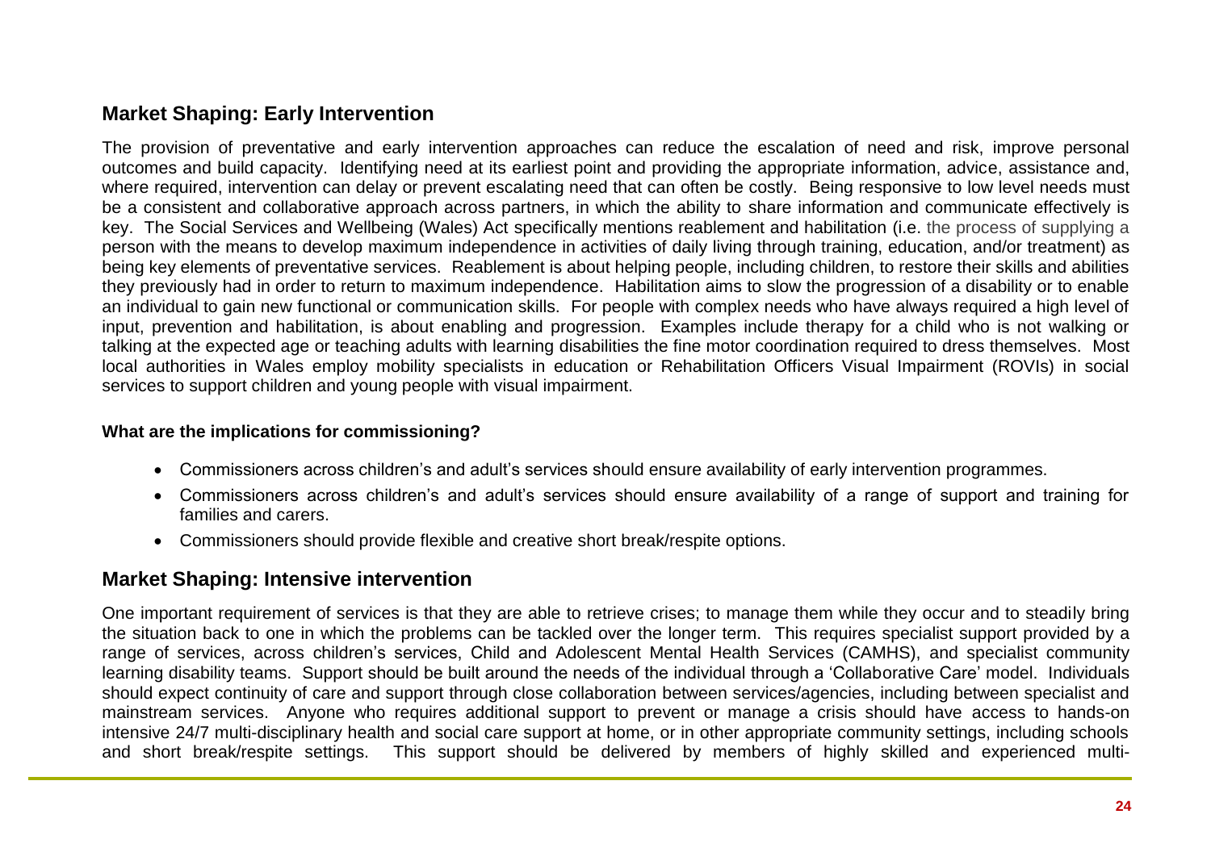## Market Shaping: Early Intervention

The provision of preventative and early intervention approaches can reduce the escalation of need and risk, improve personal outcomes and build capacity. Identifying need at its earliest point and providing the appropriate information, advice, assistance and, where required, intervention can delay or prevent escalating need that can often be costly. Being responsive to low level needs must be a consistent and collaborative approach across partners, in which the ability to share information and communicate effectively is key. The Social Services and Wellbeing (Wales) Act specifically mentions reablement and habilitation (i.e. the process of supplying a person with the means to develop maximum independence in activities of daily living through training, education, and/or treatment) as being key elements of preventative services. Reablement is about helping people, including children, to restore their skills and abilities they previously had in order to return to maximum independence. Habilitation aims to slow the progression of a disability or to enable an individual to gain new functional or communication skills. For people with complex needs who have always required a high level of input, prevention and habilitation, is about enabling and progression. Examples include therapy for a child who is not walking or talking at the expected age or teaching adults with learning disabilities the fine motor coordination required to dress themselves. Most local authorities in Wales employ mobility specialists in education or Rehabilitation Officers Visual Impairment (ROVIs) in social services to support children and young people with visual impairment.

**What are the implications for commissioning?**

- Commissioners across children's and adult's services should ensure availability of early intervention programmes.
- Commissioners across children's and adult's services should ensure availability of a range of support and training for families and carers.
- Commissioners should provide flexible and creative short break/respite options.

## Market Shaping: Intensive intervention

One important requirement of services is that they are able to retrieve crises; to manage them while they occur and to steadily bring the situation back to one in which the problems can be tackled over the longer term. This requires specialist support provided by a range of services, across children's services, Child and Adolescent Mental Health Services (CAMHS), and specialist community learning disability teams. Support should be built around the needs of the individual through a 'Collaborative Care' model. Individuals should expect continuity of care and support through close collaboration between services/agencies, including between specialist and mainstream services. Anyone who requires additional support to prevent or manage a crisis should have access to hands-on intensive 24/7 multi-disciplinary health and social care support at home, or in other appropriate community settings, including schools and short break/respite settings. This support should be delivered by members of highly skilled and experienced multi-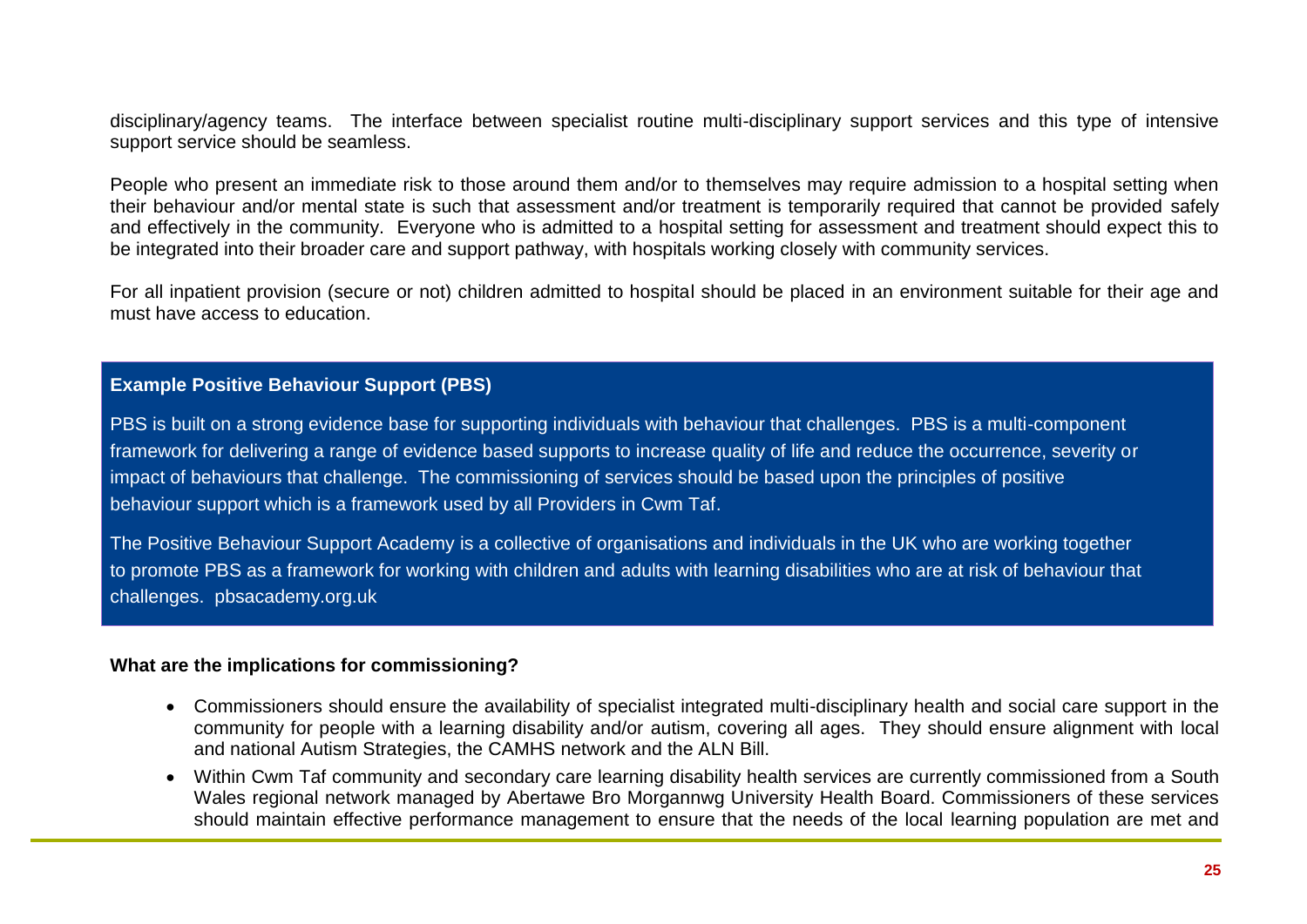disciplinary/agency teams. The interface between specialist routine multi-disciplinary support services and this type of intensive support service should be seamless.

People who present an immediate risk to those around them and/or to themselves may require admission to a hospital setting when their behaviour and/or mental state is such that assessment and/or treatment is temporarily required that cannot be provided safely and effectively in the community. Everyone who is admitted to a hospital setting for assessment and treatment should expect this to be integrated into their broader care and support pathway, with hospitals working closely with community services.

For all inpatient provision (secure or not) children admitted to hospital should be placed in an environment suitable for their age and must have access to education.

**Example Positive Behaviour Support (PBS)**

PBS is built on a strong evidence base for supporting individuals with behaviour that challenges. PBS is a multi-component framework for delivering a range of evidence based supports to increase quality of life and reduce the occurrence, severity or impact of behaviours that challenge. The commissioning of services should be based upon the principles of positive behaviour support which is a framework used by all Providers in Cwm Taf.

The Positive Behaviour Support Academy is a collective of organisations and individuals in the UK who are working together to promote PBS as a framework for working with children and adults with learning disabilities who are at risk of behaviour that challenges. pbsacademy.org.uk

**What are the implications for commissioning?**

- Commissioners should ensure the availability of specialist integrated multi-disciplinary health and social care support in the community for people with a learning disability and/or autism, covering all ages. They should ensure alignment with local and national Autism Strategies, the CAMHS network and the ALN Bill.
- Within Cwm Taf community and secondary care learning disability health services are currently commissioned from a South Wales regional network managed by Abertawe Bro Morgannwg University Health Board. Commissioners of these services should maintain effective performance management to ensure that the needs of the local learning population are met and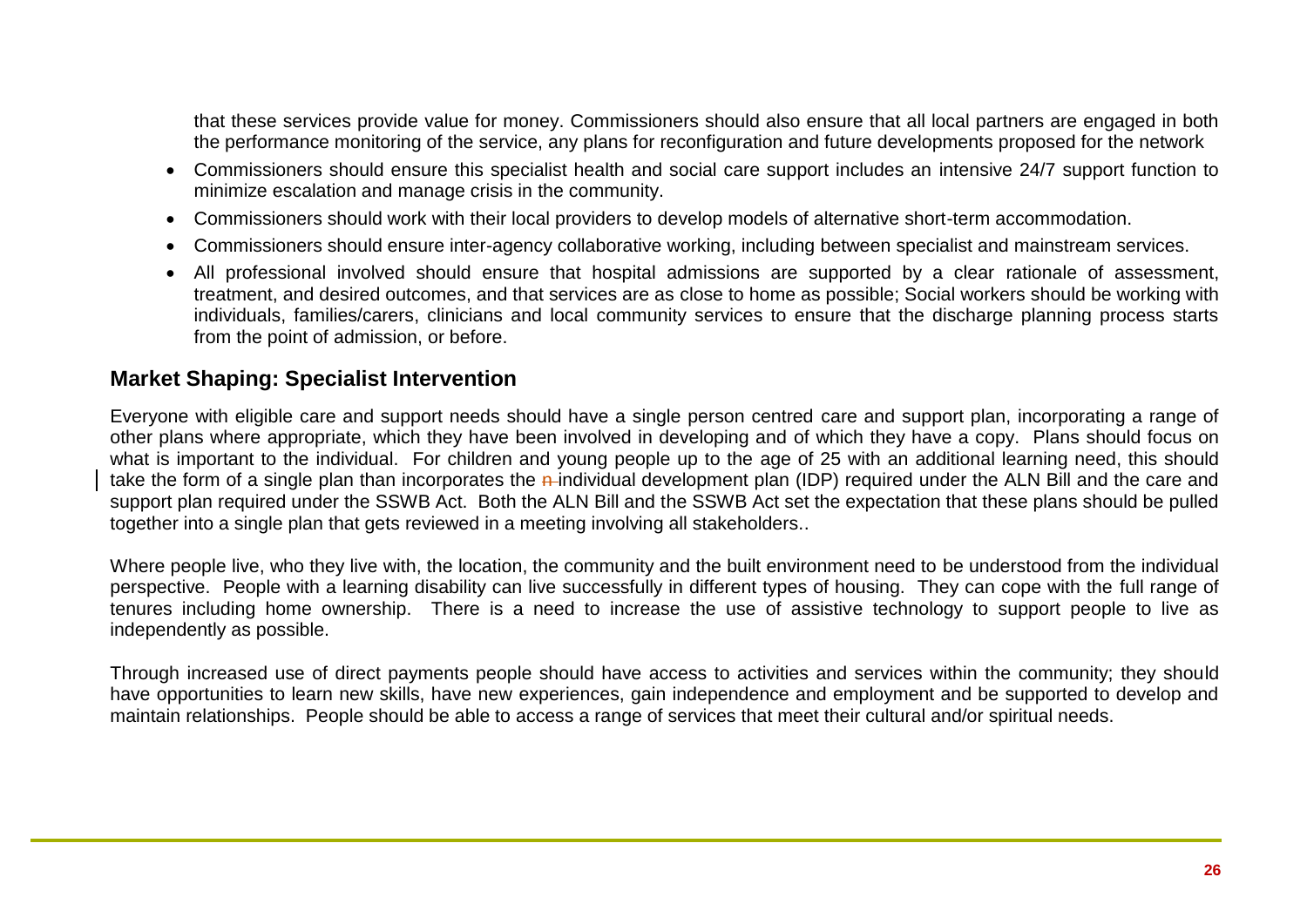that these services provide value for money. Commissioners should also ensure that all local partners are engaged in both the performance monitoring of the service, any plans for reconfiguration and future developments proposed for the network

- Commissioners should ensure this specialist health and social care support includes an intensive 24/7 support function to minimize escalation and manage crisis in the community.
- Commissioners should work with their local providers to develop models of alternative short-term accommodation.
- Commissioners should ensure inter-agency collaborative working, including between specialist and mainstream services.
- All professional involved should ensure that hospital admissions are supported by a clear rationale of assessment, treatment, and desired outcomes, and that services are as close to home as possible; Social workers should be working with individuals, families/carers, clinicians and local community services to ensure that the discharge planning process starts from the point of admission, or before.

## Market Shaping: Specialist Intervention

Everyone with eligible care and support needs should have a single person centred care and support plan, incorporating a range of other plans where appropriate, which they have been involved in developing and of which they have a copy. Plans should focus on what is important to the individual. For children and young people up to the age of 25 with an additional learning need, this should take the form of a single plan than incorporates the ~~n~~ individual development plan (IDP) required under the ALN Bill and the care and support plan required under the SSWB Act. Both the ALN Bill and the SSWB Act set the expectation that these plans should be pulled together into a single plan that gets reviewed in a meeting involving all stakeholders..

Where people live, who they live with, the location, the community and the built environment need to be understood from the individual perspective. People with a learning disability can live successfully in different types of housing. They can cope with the full range of tenures including home ownership. There is a need to increase the use of assistive technology to support people to live as independently as possible.

Through increased use of direct payments people should have access to activities and services within the community; they should have opportunities to learn new skills, have new experiences, gain independence and employment and be supported to develop and maintain relationships. People should be able to access a range of services that meet their cultural and/or spiritual needs.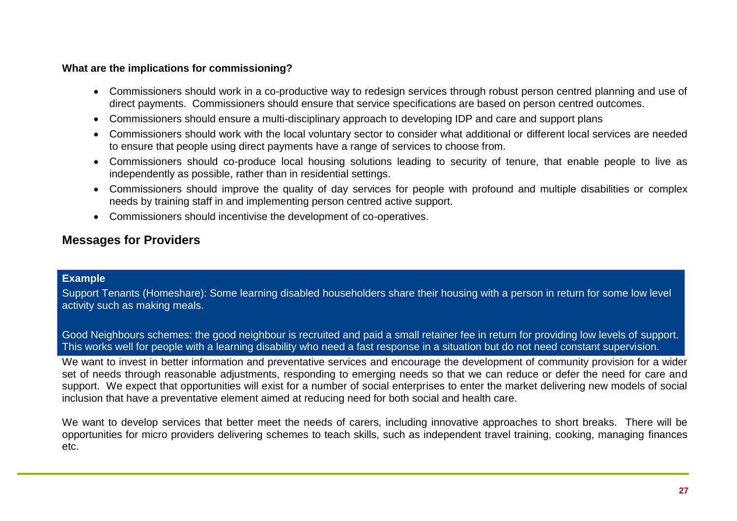**What are the implications for commissioning?**

- Commissioners should work in a co-productive way to redesign services through robust person centred planning and use of direct payments. Commissioners should ensure that service specifications are based on person centred outcomes.
- Commissioners should ensure a multi-disciplinary approach to developing IDP and care and support plans
- Commissioners should work with the local voluntary sector to consider what additional or different local services are needed to ensure that people using direct payments have a range of services to choose from.
- Commissioners should co-produce local housing solutions leading to security of tenure, that enable people to live as independently as possible, rather than in residential settings.
- Commissioners should improve the quality of day services for people with profound and multiple disabilities or complex needs by training staff in and implementing person centred active support.
- Commissioners should incentivise the development of co-operatives.

## Messages for Providers

**Example**

Support Tenants (Homeshare): Some learning disabled householders share their housing with a person in return for some low level activity such as making meals.

Good Neighbours schemes: the good neighbour is recruited and paid a small retainer fee in return for providing low levels of support. This works well for people with a learning disability who need a fast response in a situation but do not need constant supervision.

We want to invest in better information and preventative services and encourage the development of community provision for a wider set of needs through reasonable adjustments, responding to emerging needs so that we can reduce or defer the need for care and support. We expect that opportunities will exist for a number of social enterprises to enter the market delivering new models of social inclusion that have a preventative element aimed at reducing need for both social and health care.

We want to develop services that better meet the needs of carers, including innovative approaches to short breaks. There will be opportunities for micro providers delivering schemes to teach skills, such as independent travel training, cooking, managing finances etc.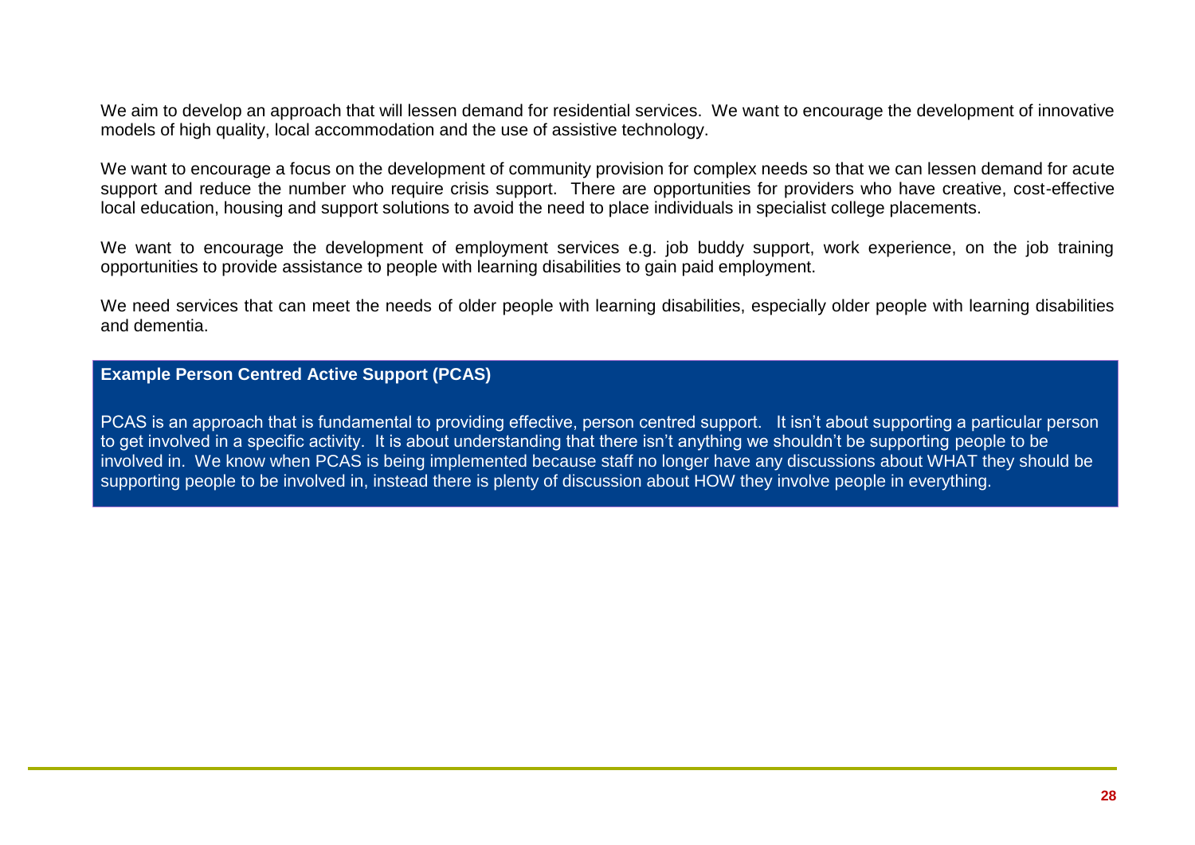We aim to develop an approach that will lessen demand for residential services. We want to encourage the development of innovative models of high quality, local accommodation and the use of assistive technology.

We want to encourage a focus on the development of community provision for complex needs so that we can lessen demand for acute support and reduce the number who require crisis support. There are opportunities for providers who have creative, cost-effective local education, housing and support solutions to avoid the need to place individuals in specialist college placements.

We want to encourage the development of employment services e.g. job buddy support, work experience, on the job training opportunities to provide assistance to people with learning disabilities to gain paid employment.

We need services that can meet the needs of older people with learning disabilities, especially older people with learning disabilities and dementia.

**Example Person Centred Active Support (PCAS)**

PCAS is an approach that is fundamental to providing effective, person centred support. It isn't about supporting a particular person to get involved in a specific activity. It is about understanding that there isn't anything we shouldn't be supporting people to be involved in. We know when PCAS is being implemented because staff no longer have any discussions about WHAT they should be supporting people to be involved in, instead there is plenty of discussion about HOW they involve people in everything.